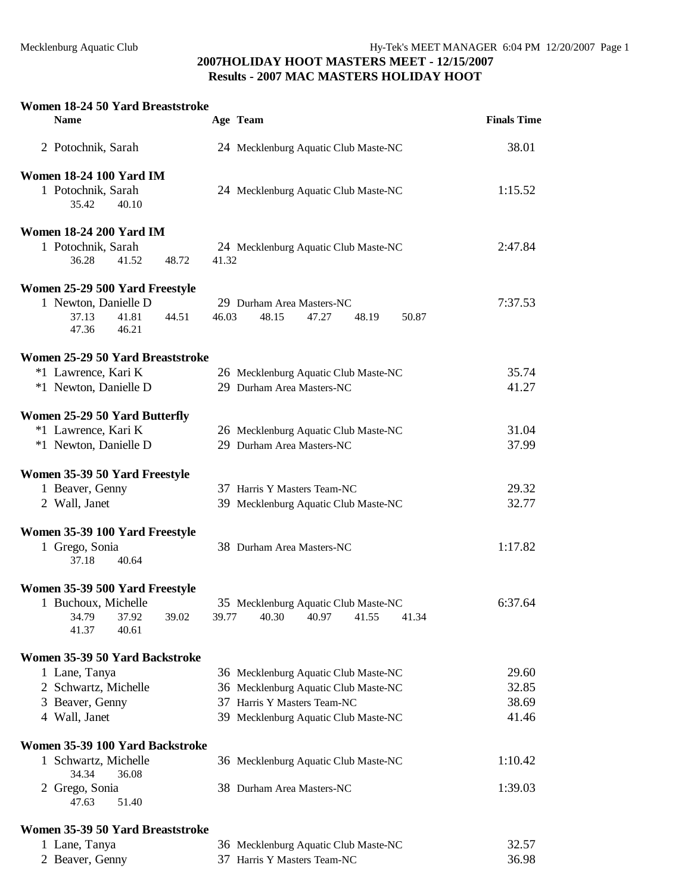**2007HOLIDAY HOOT MASTERS MEET - 12/15/2007**
**Results - 2007 MAC MASTERS HOLIDAY HOOT**

### Women 18-24 50 Yard Breaststroke

| Name | Age | Team | Finals Time |
|---|---|---|---|
| 2 Potochnik, Sarah | 24 | Mecklenburg Aquatic Club Maste-NC | 38.01 |

### Women 18-24 100 Yard IM

| Name | Age | Team | Finals Time |
|---|---|---|---|
| 1 Potochnik, Sarah | 24 | Mecklenburg Aquatic Club Maste-NC | 1:15.52 |
| 35.42 40.10 | | | |

### Women 18-24 200 Yard IM

| Name | Age | Team | Finals Time |
|---|---|---|---|
| 1 Potochnik, Sarah | 24 | Mecklenburg Aquatic Club Maste-NC | 2:47.84 |
| 36.28 41.52 48.72 41.32 | | | |

### Women 25-29 500 Yard Freestyle

| Name | Age | Team | Finals Time |
|---|---|---|---|
| 1 Newton, Danielle D | 29 | Durham Area Masters-NC | 7:37.53 |
| 37.13 41.81 44.51 46.03 48.15 47.27 48.19 50.87 47.36 46.21 | | | |

### Women 25-29 50 Yard Breaststroke

| Name | Age | Team | Finals Time |
|---|---|---|---|
| *1 Lawrence, Kari K | 26 | Mecklenburg Aquatic Club Maste-NC | 35.74 |
| *1 Newton, Danielle D | 29 | Durham Area Masters-NC | 41.27 |

### Women 25-29 50 Yard Butterfly

| Name | Age | Team | Finals Time |
|---|---|---|---|
| *1 Lawrence, Kari K | 26 | Mecklenburg Aquatic Club Maste-NC | 31.04 |
| *1 Newton, Danielle D | 29 | Durham Area Masters-NC | 37.99 |

### Women 35-39 50 Yard Freestyle

| Name | Age | Team | Finals Time |
|---|---|---|---|
| 1 Beaver, Genny | 37 | Harris Y Masters Team-NC | 29.32 |
| 2 Wall, Janet | 39 | Mecklenburg Aquatic Club Maste-NC | 32.77 |

### Women 35-39 100 Yard Freestyle

| Name | Age | Team | Finals Time |
|---|---|---|---|
| 1 Grego, Sonia | 38 | Durham Area Masters-NC | 1:17.82 |
| 37.18 40.64 | | | |

### Women 35-39 500 Yard Freestyle

| Name | Age | Team | Finals Time |
|---|---|---|---|
| 1 Buchoux, Michelle | 35 | Mecklenburg Aquatic Club Maste-NC | 6:37.64 |
| 34.79 37.92 39.02 39.77 40.30 40.97 41.55 41.34 41.37 40.61 | | | |

### Women 35-39 50 Yard Backstroke

| Name | Age | Team | Finals Time |
|---|---|---|---|
| 1 Lane, Tanya | 36 | Mecklenburg Aquatic Club Maste-NC | 29.60 |
| 2 Schwartz, Michelle | 36 | Mecklenburg Aquatic Club Maste-NC | 32.85 |
| 3 Beaver, Genny | 37 | Harris Y Masters Team-NC | 38.69 |
| 4 Wall, Janet | 39 | Mecklenburg Aquatic Club Maste-NC | 41.46 |

### Women 35-39 100 Yard Backstroke

| Name | Age | Team | Finals Time |
|---|---|---|---|
| 1 Schwartz, Michelle | 36 | Mecklenburg Aquatic Club Maste-NC | 1:10.42 |
| 34.34 36.08 | | | |
| 2 Grego, Sonia | 38 | Durham Area Masters-NC | 1:39.03 |
| 47.63 51.40 | | | |

### Women 35-39 50 Yard Breaststroke

| Name | Age | Team | Finals Time |
|---|---|---|---|
| 1 Lane, Tanya | 36 | Mecklenburg Aquatic Club Maste-NC | 32.57 |
| 2 Beaver, Genny | 37 | Harris Y Masters Team-NC | 36.98 |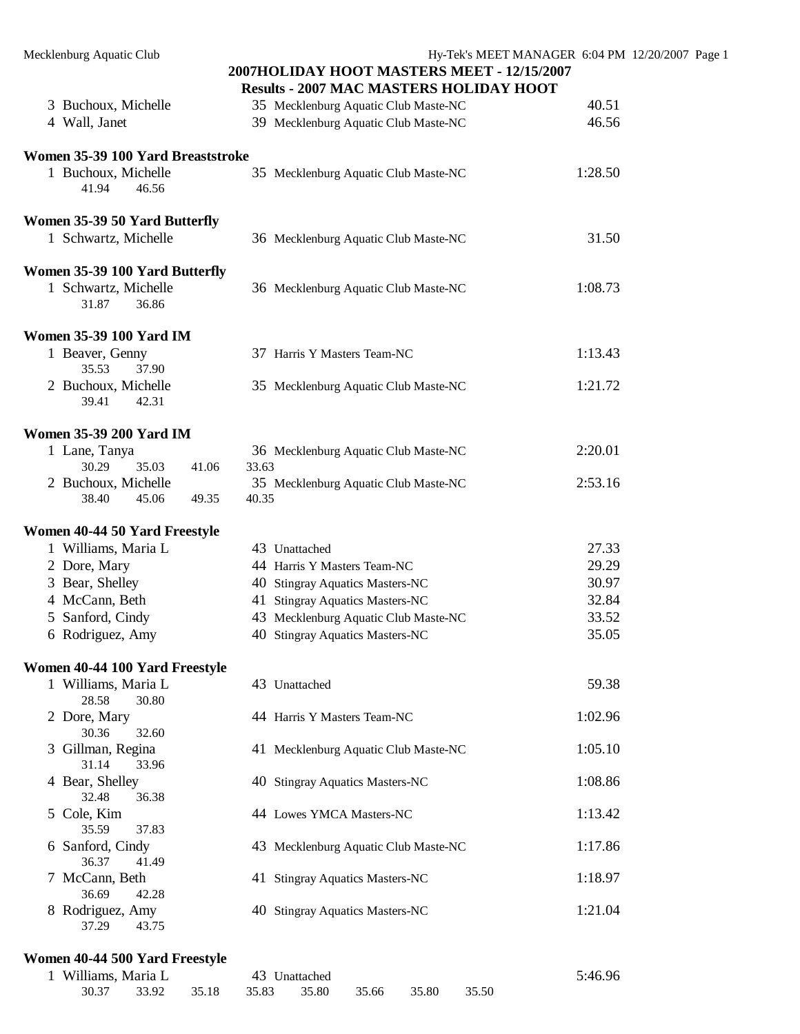**2007HOLIDAY HOOT MASTERS MEET - 12/15/2007**

**Results - 2007 MAC MASTERS HOLIDAY HOOT**

| | Name | Age | Team | Time |
|---|---|---|---|---|
| 3 | Buchoux, Michelle | 35 | Mecklenburg Aquatic Club Maste-NC | 40.51 |
| 4 | Wall, Janet | 39 | Mecklenburg Aquatic Club Maste-NC | 46.56 |

### Women 35-39 100 Yard Breaststroke

| | Name | Age | Team | Time |
|---|---|---|---|---|
| 1 | Buchoux, Michelle | 35 | Mecklenburg Aquatic Club Maste-NC | 1:28.50 |
| | 41.94 46.56 | | | |

### Women 35-39 50 Yard Butterfly

| | Name | Age | Team | Time |
|---|---|---|---|---|
| 1 | Schwartz, Michelle | 36 | Mecklenburg Aquatic Club Maste-NC | 31.50 |

### Women 35-39 100 Yard Butterfly

| | Name | Age | Team | Time |
|---|---|---|---|---|
| 1 | Schwartz, Michelle | 36 | Mecklenburg Aquatic Club Maste-NC | 1:08.73 |
| | 31.87 36.86 | | | |

### Women 35-39 100 Yard IM

| | Name | Age | Team | Time |
|---|---|---|---|---|
| 1 | Beaver, Genny | 37 | Harris Y Masters Team-NC | 1:13.43 |
| | 35.53 37.90 | | | |
| 2 | Buchoux, Michelle | 35 | Mecklenburg Aquatic Club Maste-NC | 1:21.72 |
| | 39.41 42.31 | | | |

### Women 35-39 200 Yard IM

| | Name | Age | Team | Time |
|---|---|---|---|---|
| 1 | Lane, Tanya | 36 | Mecklenburg Aquatic Club Maste-NC | 2:20.01 |
| | 30.29 35.03 41.06 33.63 | | | |
| 2 | Buchoux, Michelle | 35 | Mecklenburg Aquatic Club Maste-NC | 2:53.16 |
| | 38.40 45.06 49.35 40.35 | | | |

### Women 40-44 50 Yard Freestyle

| | Name | Age | Team | Time |
|---|---|---|---|---|
| 1 | Williams, Maria L | 43 | Unattached | 27.33 |
| 2 | Dore, Mary | 44 | Harris Y Masters Team-NC | 29.29 |
| 3 | Bear, Shelley | 40 | Stingray Aquatics Masters-NC | 30.97 |
| 4 | McCann, Beth | 41 | Stingray Aquatics Masters-NC | 32.84 |
| 5 | Sanford, Cindy | 43 | Mecklenburg Aquatic Club Maste-NC | 33.52 |
| 6 | Rodriguez, Amy | 40 | Stingray Aquatics Masters-NC | 35.05 |

### Women 40-44 100 Yard Freestyle

| | Name | Age | Team | Time |
|---|---|---|---|---|
| 1 | Williams, Maria L | 43 | Unattached | 59.38 |
| | 28.58 30.80 | | | |
| 2 | Dore, Mary | 44 | Harris Y Masters Team-NC | 1:02.96 |
| | 30.36 32.60 | | | |
| 3 | Gillman, Regina | 41 | Mecklenburg Aquatic Club Maste-NC | 1:05.10 |
| | 31.14 33.96 | | | |
| 4 | Bear, Shelley | 40 | Stingray Aquatics Masters-NC | 1:08.86 |
| | 32.48 36.38 | | | |
| 5 | Cole, Kim | 44 | Lowes YMCA Masters-NC | 1:13.42 |
| | 35.59 37.83 | | | |
| 6 | Sanford, Cindy | 43 | Mecklenburg Aquatic Club Maste-NC | 1:17.86 |
| | 36.37 41.49 | | | |
| 7 | McCann, Beth | 41 | Stingray Aquatics Masters-NC | 1:18.97 |
| | 36.69 42.28 | | | |
| 8 | Rodriguez, Amy | 40 | Stingray Aquatics Masters-NC | 1:21.04 |
| | 37.29 43.75 | | | |

### Women 40-44 500 Yard Freestyle

| | Name | Age | Team | Time |
|---|---|---|---|---|
| 1 | Williams, Maria L | 43 | Unattached | 5:46.96 |
| | 30.37 33.92 35.18 35.83 35.80 35.66 35.80 35.50 | | | |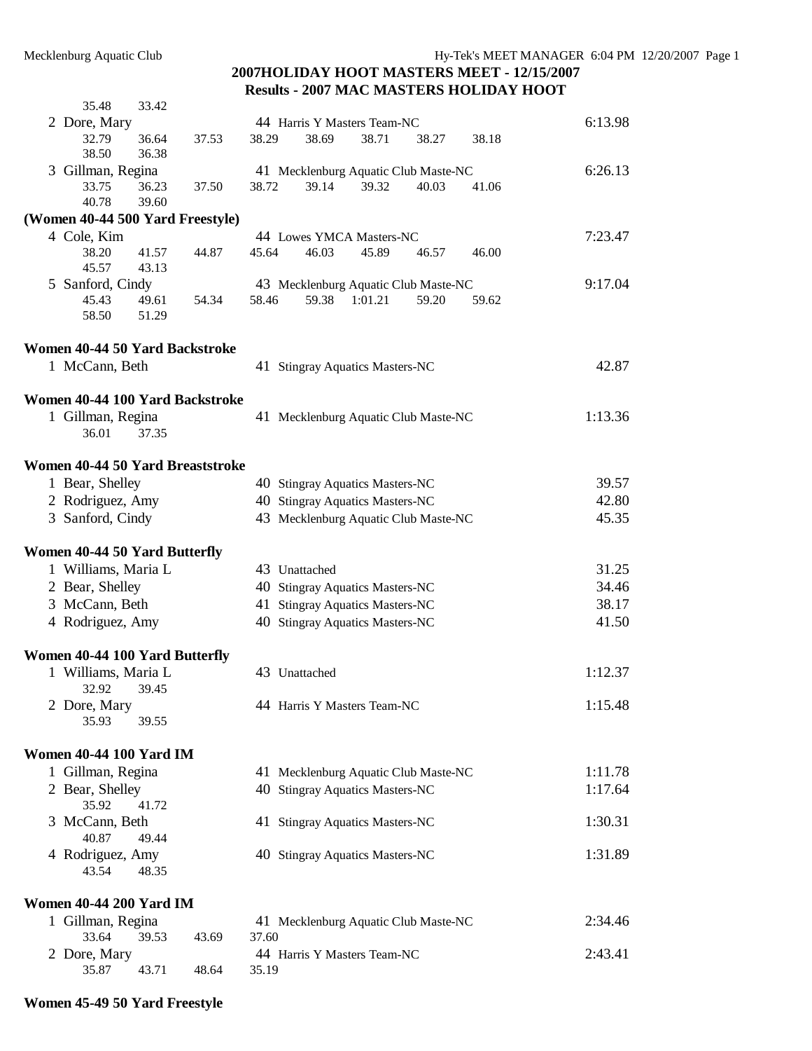## 2007HOLIDAY HOOT MASTERS MEET - 12/15/2007

## Results - 2007 MAC MASTERS HOLIDAY HOOT

35.48 33.42

2 Dore, Mary — 44 Harris Y Masters Team-NC — 6:13.98
32.79 36.64 37.53 38.29 38.69 38.71 38.27 38.18
38.50 36.38

3 Gillman, Regina — 41 Mecklenburg Aquatic Club Maste-NC — 6:26.13
33.75 36.23 37.50 38.72 39.14 39.32 40.03 41.06
40.78 39.60

**(Women 40-44 500 Yard Freestyle)**

4 Cole, Kim — 44 Lowes YMCA Masters-NC — 7:23.47
38.20 41.57 44.87 45.64 46.03 45.89 46.57 46.00
45.57 43.13

5 Sanford, Cindy — 43 Mecklenburg Aquatic Club Maste-NC — 9:17.04
45.43 49.61 54.34 58.46 59.38 1:01.21 59.20 59.62
58.50 51.29

**Women 40-44 50 Yard Backstroke**

1 McCann, Beth — 41 Stingray Aquatics Masters-NC — 42.87

**Women 40-44 100 Yard Backstroke**

1 Gillman, Regina — 41 Mecklenburg Aquatic Club Maste-NC — 1:13.36
36.01 37.35

**Women 40-44 50 Yard Breaststroke**

1 Bear, Shelley — 40 Stingray Aquatics Masters-NC — 39.57
2 Rodriguez, Amy — 40 Stingray Aquatics Masters-NC — 42.80
3 Sanford, Cindy — 43 Mecklenburg Aquatic Club Maste-NC — 45.35

**Women 40-44 50 Yard Butterfly**

1 Williams, Maria L — 43 Unattached — 31.25
2 Bear, Shelley — 40 Stingray Aquatics Masters-NC — 34.46
3 McCann, Beth — 41 Stingray Aquatics Masters-NC — 38.17
4 Rodriguez, Amy — 40 Stingray Aquatics Masters-NC — 41.50

**Women 40-44 100 Yard Butterfly**

1 Williams, Maria L — 43 Unattached — 1:12.37
32.92 39.45
2 Dore, Mary — 44 Harris Y Masters Team-NC — 1:15.48
35.93 39.55

**Women 40-44 100 Yard IM**

1 Gillman, Regina — 41 Mecklenburg Aquatic Club Maste-NC — 1:11.78
2 Bear, Shelley — 40 Stingray Aquatics Masters-NC — 1:17.64
35.92 41.72
3 McCann, Beth — 41 Stingray Aquatics Masters-NC — 1:30.31
40.87 49.44
4 Rodriguez, Amy — 40 Stingray Aquatics Masters-NC — 1:31.89
43.54 48.35

**Women 40-44 200 Yard IM**

1 Gillman, Regina — 41 Mecklenburg Aquatic Club Maste-NC — 2:34.46
33.64 39.53 43.69 37.60
2 Dore, Mary — 44 Harris Y Masters Team-NC — 2:43.41
35.87 43.71 48.64 35.19

**Women 45-49 50 Yard Freestyle**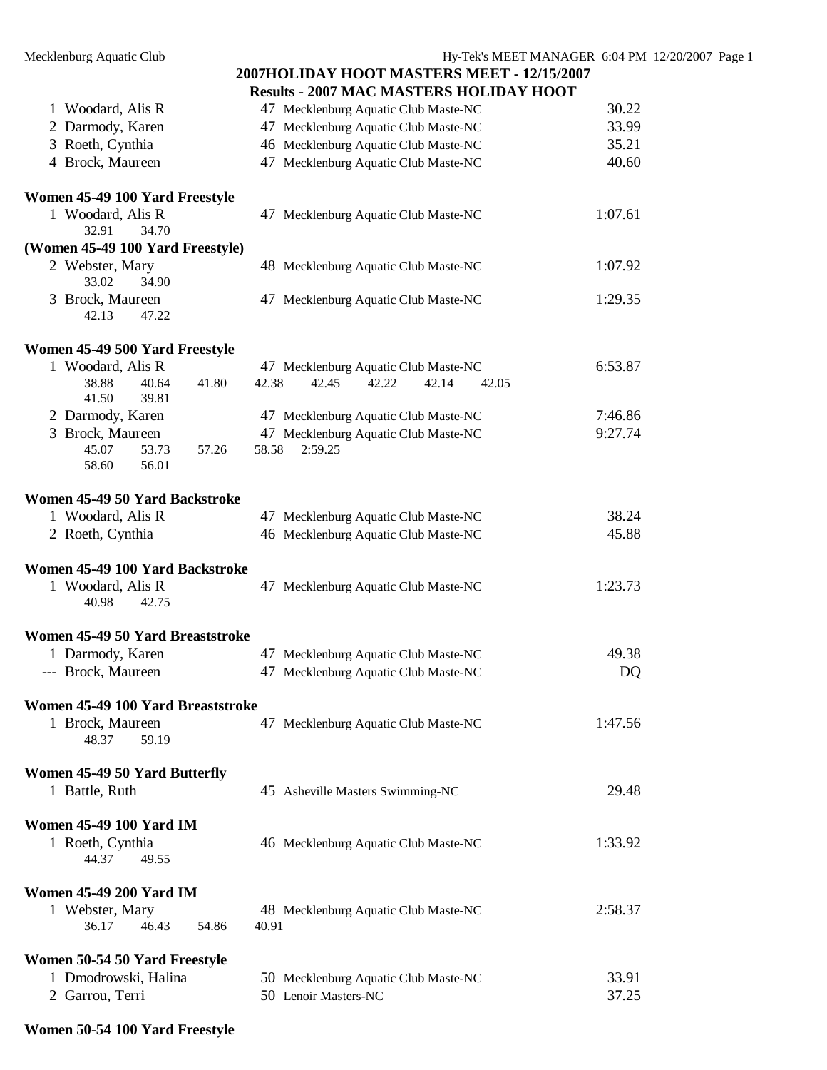**2007HOLIDAY HOOT MASTERS MEET - 12/15/2007**

**Results - 2007 MAC MASTERS HOLIDAY HOOT**

| | Name | Age | Team | Time |
|---|---|---|---|---|
| 1 | Woodard, Alis R | 47 | Mecklenburg Aquatic Club Maste-NC | 30.22 |
| 2 | Darmody, Karen | 47 | Mecklenburg Aquatic Club Maste-NC | 33.99 |
| 3 | Roeth, Cynthia | 46 | Mecklenburg Aquatic Club Maste-NC | 35.21 |
| 4 | Brock, Maureen | 47 | Mecklenburg Aquatic Club Maste-NC | 40.60 |

**Women 45-49 100 Yard Freestyle**

| | Name | Age | Team | Time |
|---|---|---|---|---|
| 1 | Woodard, Alis R | 47 | Mecklenburg Aquatic Club Maste-NC | 1:07.61 |
| | 32.91 34.70 | | | |

**(Women 45-49 100 Yard Freestyle)**

| | Name | Age | Team | Time |
|---|---|---|---|---|
| 2 | Webster, Mary | 48 | Mecklenburg Aquatic Club Maste-NC | 1:07.92 |
| | 33.02 34.90 | | | |
| 3 | Brock, Maureen | 47 | Mecklenburg Aquatic Club Maste-NC | 1:29.35 |
| | 42.13 47.22 | | | |

**Women 45-49 500 Yard Freestyle**

| | Name | Age | Team | Time |
|---|---|---|---|---|
| 1 | Woodard, Alis R | 47 | Mecklenburg Aquatic Club Maste-NC | 6:53.87 |
| | 38.88 40.64 41.80 42.38 42.45 42.22 42.14 42.05 41.50 39.81 | | | |
| 2 | Darmody, Karen | 47 | Mecklenburg Aquatic Club Maste-NC | 7:46.86 |
| 3 | Brock, Maureen | 47 | Mecklenburg Aquatic Club Maste-NC | 9:27.74 |
| | 45.07 53.73 57.26 58.58 2:59.25 58.60 56.01 | | | |

**Women 45-49 50 Yard Backstroke**

| | Name | Age | Team | Time |
|---|---|---|---|---|
| 1 | Woodard, Alis R | 47 | Mecklenburg Aquatic Club Maste-NC | 38.24 |
| 2 | Roeth, Cynthia | 46 | Mecklenburg Aquatic Club Maste-NC | 45.88 |

**Women 45-49 100 Yard Backstroke**

| | Name | Age | Team | Time |
|---|---|---|---|---|
| 1 | Woodard, Alis R | 47 | Mecklenburg Aquatic Club Maste-NC | 1:23.73 |
| | 40.98 42.75 | | | |

**Women 45-49 50 Yard Breaststroke**

| | Name | Age | Team | Time |
|---|---|---|---|---|
| 1 | Darmody, Karen | 47 | Mecklenburg Aquatic Club Maste-NC | 49.38 |
| --- | Brock, Maureen | 47 | Mecklenburg Aquatic Club Maste-NC | DQ |

**Women 45-49 100 Yard Breaststroke**

| | Name | Age | Team | Time |
|---|---|---|---|---|
| 1 | Brock, Maureen | 47 | Mecklenburg Aquatic Club Maste-NC | 1:47.56 |
| | 48.37 59.19 | | | |

**Women 45-49 50 Yard Butterfly**

| | Name | Age | Team | Time |
|---|---|---|---|---|
| 1 | Battle, Ruth | 45 | Asheville Masters Swimming-NC | 29.48 |

**Women 45-49 100 Yard IM**

| | Name | Age | Team | Time |
|---|---|---|---|---|
| 1 | Roeth, Cynthia | 46 | Mecklenburg Aquatic Club Maste-NC | 1:33.92 |
| | 44.37 49.55 | | | |

**Women 45-49 200 Yard IM**

| | Name | Age | Team | Time |
|---|---|---|---|---|
| 1 | Webster, Mary | 48 | Mecklenburg Aquatic Club Maste-NC | 2:58.37 |
| | 36.17 46.43 54.86 40.91 | | | |

**Women 50-54 50 Yard Freestyle**

| | Name | Age | Team | Time |
|---|---|---|---|---|
| 1 | Dmodrowski, Halina | 50 | Mecklenburg Aquatic Club Maste-NC | 33.91 |
| 2 | Garrou, Terri | 50 | Lenoir Masters-NC | 37.25 |

**Women 50-54 100 Yard Freestyle**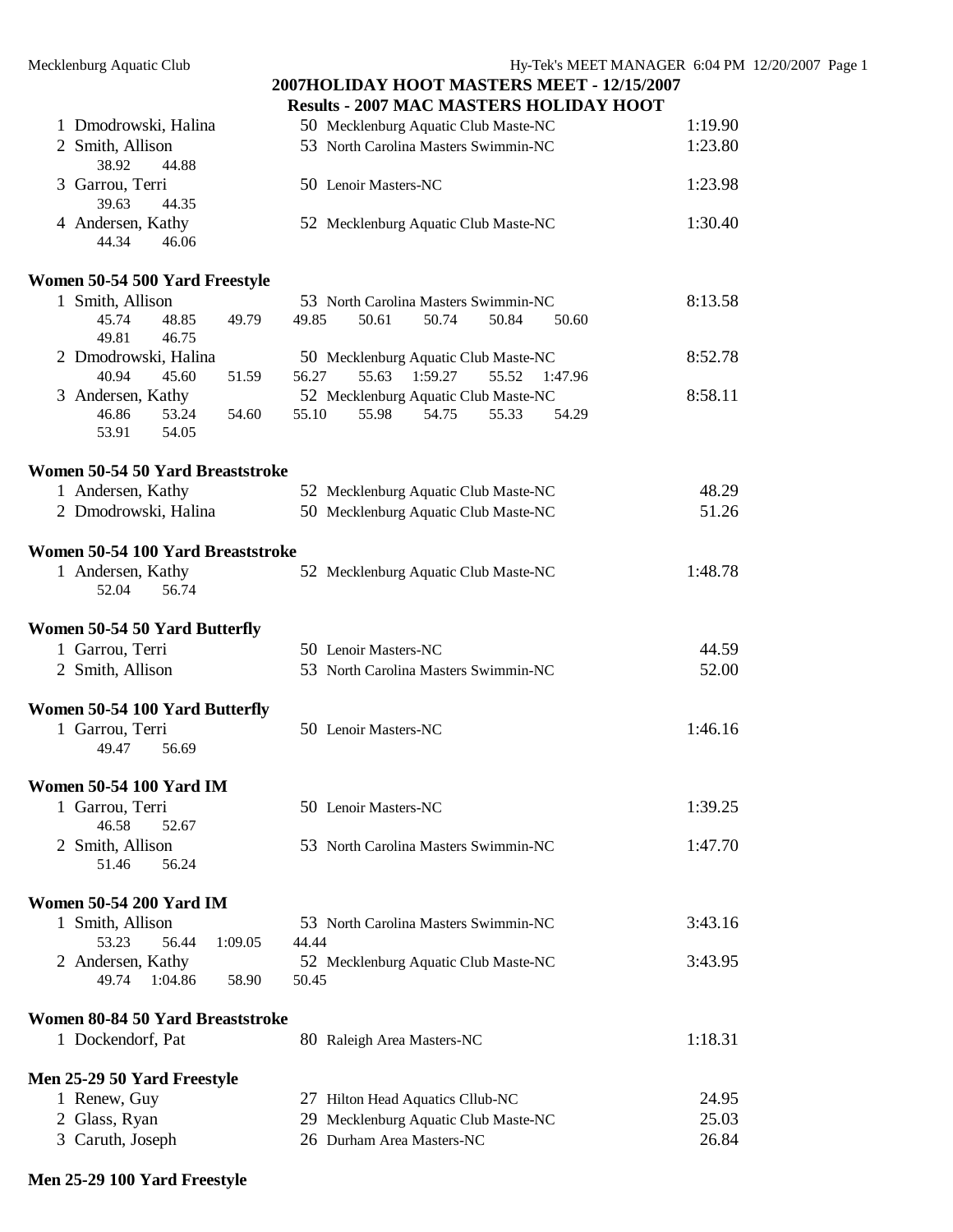## 2007HOLIDAY HOOT MASTERS MEET - 12/15/2007

### Results - 2007 MAC MASTERS HOLIDAY HOOT

```
  1 Dmodrowski, Halina          50 Mecklenburg Aquatic Club Maste-NC          1:19.90
  2 Smith, Allison              53 North Carolina Masters Swimmin-NC          1:23.80
      38.92     44.88
  3 Garrou, Terri               50 Lenoir Masters-NC                          1:23.98
      39.63     44.35
  4 Andersen, Kathy             52 Mecklenburg Aquatic Club Maste-NC          1:30.40
      44.34     46.06
```

**Women 50-54 500 Yard Freestyle**

```
  1 Smith, Allison              53 North Carolina Masters Swimmin-NC          8:13.58
      45.74     48.85     49.79     49.85     50.61     50.74     50.84     50.60
      49.81     46.75
  2 Dmodrowski, Halina          50 Mecklenburg Aquatic Club Maste-NC          8:52.78
      40.94     45.60     51.59     56.27     55.63   1:59.27     55.52   1:47.96
  3 Andersen, Kathy             52 Mecklenburg Aquatic Club Maste-NC          8:58.11
      46.86     53.24     54.60     55.10     55.98     54.75     55.33     54.29
      53.91     54.05
```

**Women 50-54 50 Yard Breaststroke**

```
  1 Andersen, Kathy             52 Mecklenburg Aquatic Club Maste-NC            48.29
  2 Dmodrowski, Halina          50 Mecklenburg Aquatic Club Maste-NC            51.26
```

**Women 50-54 100 Yard Breaststroke**

```
  1 Andersen, Kathy             52 Mecklenburg Aquatic Club Maste-NC          1:48.78
      52.04     56.74
```

**Women 50-54 50 Yard Butterfly**

```
  1 Garrou, Terri               50 Lenoir Masters-NC                            44.59
  2 Smith, Allison              53 North Carolina Masters Swimmin-NC            52.00
```

**Women 50-54 100 Yard Butterfly**

```
  1 Garrou, Terri               50 Lenoir Masters-NC                          1:46.16
      49.47     56.69
```

**Women 50-54 100 Yard IM**

```
  1 Garrou, Terri               50 Lenoir Masters-NC                          1:39.25
      46.58     52.67
  2 Smith, Allison              53 North Carolina Masters Swimmin-NC          1:47.70
      51.46     56.24
```

**Women 50-54 200 Yard IM**

```
  1 Smith, Allison              53 North Carolina Masters Swimmin-NC          3:43.16
      53.23     56.44   1:09.05     44.44
  2 Andersen, Kathy             52 Mecklenburg Aquatic Club Maste-NC          3:43.95
      49.74   1:04.86     58.90     50.45
```

**Women 80-84 50 Yard Breaststroke**

```
  1 Dockendorf, Pat             80 Raleigh Area Masters-NC                    1:18.31
```

**Men 25-29 50 Yard Freestyle**

```
  1 Renew, Guy                  27 Hilton Head Aquatics Cllub-NC                24.95
  2 Glass, Ryan                 29 Mecklenburg Aquatic Club Maste-NC            25.03
  3 Caruth, Joseph              26 Durham Area Masters-NC                       26.84
```

**Men 25-29 100 Yard Freestyle**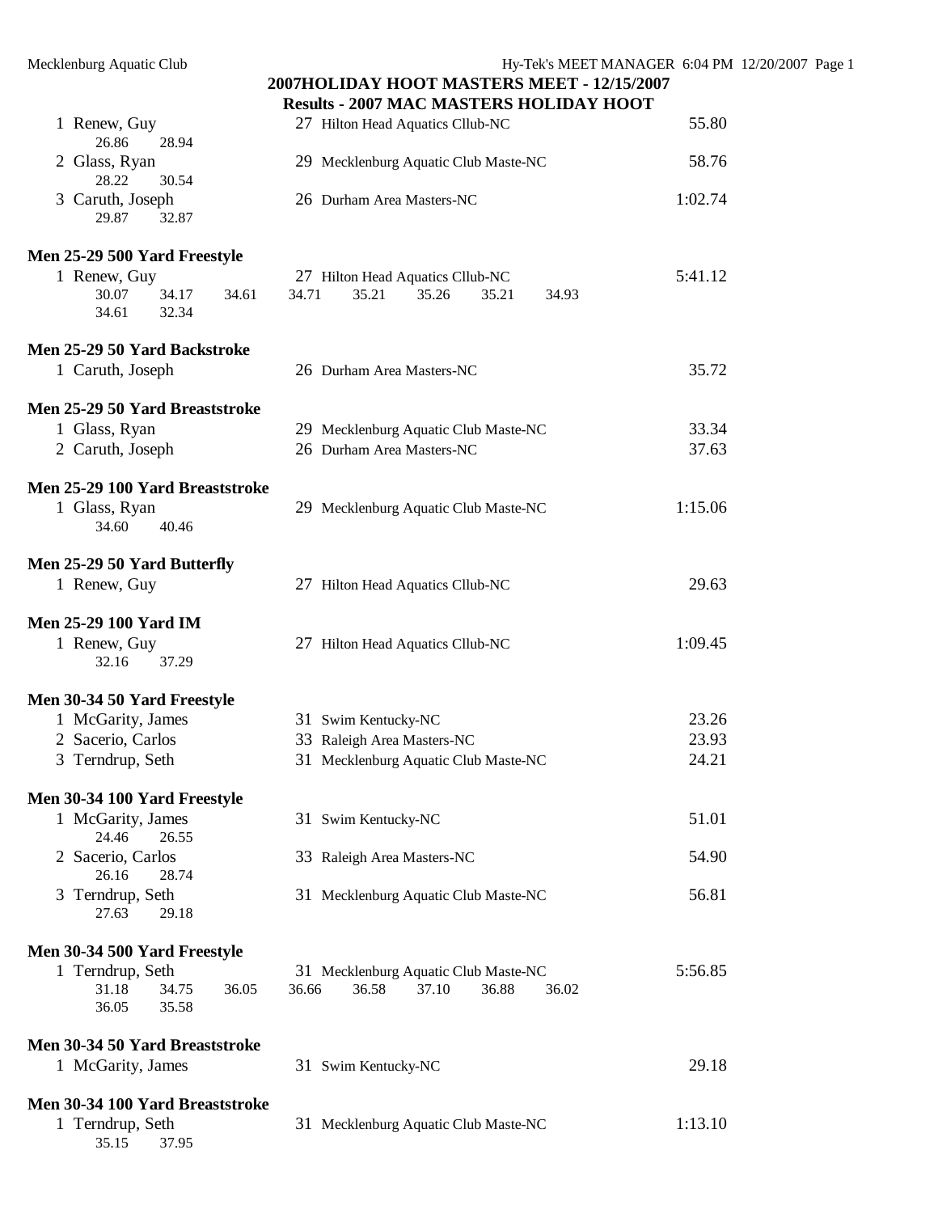**2007HOLIDAY HOOT MASTERS MEET - 12/15/2007**

**Results - 2007 MAC MASTERS HOLIDAY HOOT**

1 Renew, Guy — 27 Hilton Head Aquatics Cllub-NC — 55.80
26.86 28.94

2 Glass, Ryan — 29 Mecklenburg Aquatic Club Maste-NC — 58.76
28.22 30.54

3 Caruth, Joseph — 26 Durham Area Masters-NC — 1:02.74
29.87 32.87

**Men 25-29 500 Yard Freestyle**

1 Renew, Guy — 27 Hilton Head Aquatics Cllub-NC — 5:41.12
30.07 34.17 34.61 34.71 35.21 35.26 35.21 34.93
34.61 32.34

**Men 25-29 50 Yard Backstroke**

1 Caruth, Joseph — 26 Durham Area Masters-NC — 35.72

**Men 25-29 50 Yard Breaststroke**

1 Glass, Ryan — 29 Mecklenburg Aquatic Club Maste-NC — 33.34

2 Caruth, Joseph — 26 Durham Area Masters-NC — 37.63

**Men 25-29 100 Yard Breaststroke**

1 Glass, Ryan — 29 Mecklenburg Aquatic Club Maste-NC — 1:15.06
34.60 40.46

**Men 25-29 50 Yard Butterfly**

1 Renew, Guy — 27 Hilton Head Aquatics Cllub-NC — 29.63

**Men 25-29 100 Yard IM**

1 Renew, Guy — 27 Hilton Head Aquatics Cllub-NC — 1:09.45
32.16 37.29

**Men 30-34 50 Yard Freestyle**

1 McGarity, James — 31 Swim Kentucky-NC — 23.26

2 Sacerio, Carlos — 33 Raleigh Area Masters-NC — 23.93

3 Terndrup, Seth — 31 Mecklenburg Aquatic Club Maste-NC — 24.21

**Men 30-34 100 Yard Freestyle**

1 McGarity, James — 31 Swim Kentucky-NC — 51.01
24.46 26.55

2 Sacerio, Carlos — 33 Raleigh Area Masters-NC — 54.90
26.16 28.74

3 Terndrup, Seth — 31 Mecklenburg Aquatic Club Maste-NC — 56.81
27.63 29.18

**Men 30-34 500 Yard Freestyle**

1 Terndrup, Seth — 31 Mecklenburg Aquatic Club Maste-NC — 5:56.85
31.18 34.75 36.05 36.66 36.58 37.10 36.88 36.02
36.05 35.58

**Men 30-34 50 Yard Breaststroke**

1 McGarity, James — 31 Swim Kentucky-NC — 29.18

**Men 30-34 100 Yard Breaststroke**

1 Terndrup, Seth — 31 Mecklenburg Aquatic Club Maste-NC — 1:13.10
35.15 37.95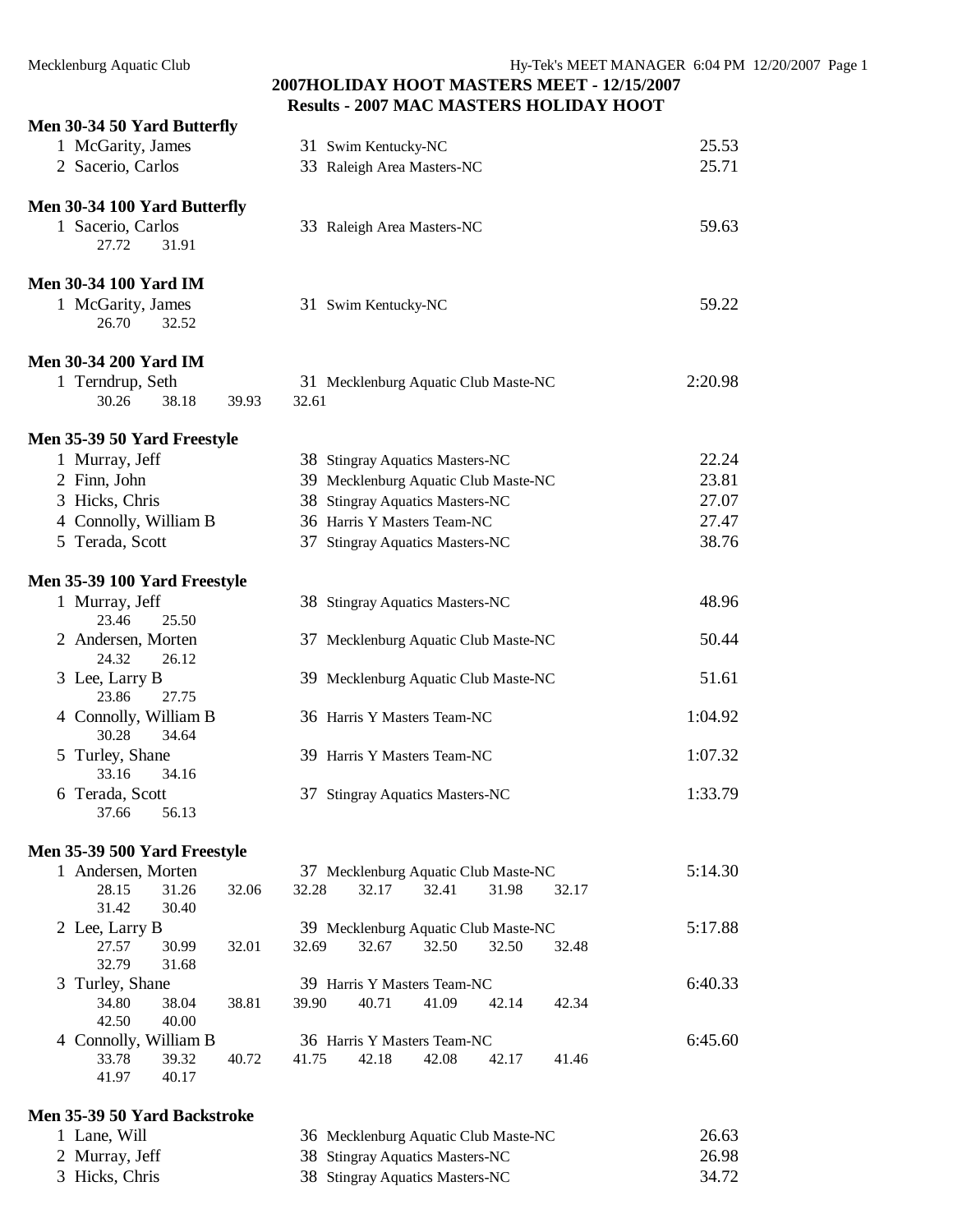## 2007HOLIDAY HOOT MASTERS MEET - 12/15/2007
## Results - 2007 MAC MASTERS HOLIDAY HOOT

### Men 30-34 50 Yard Butterfly

| Place | Name | Age | Team | Time |
|---|---|---|---|---|
| 1 | McGarity, James | 31 | Swim Kentucky-NC | 25.53 |
| 2 | Sacerio, Carlos | 33 | Raleigh Area Masters-NC | 25.71 |

### Men 30-34 100 Yard Butterfly

| Place | Name | Age | Team | Time |
|---|---|---|---|---|
| 1 | Sacerio, Carlos | 33 | Raleigh Area Masters-NC | 59.63 |
| | 27.72 31.91 | | | |

### Men 30-34 100 Yard IM

| Place | Name | Age | Team | Time |
|---|---|---|---|---|
| 1 | McGarity, James | 31 | Swim Kentucky-NC | 59.22 |
| | 26.70 32.52 | | | |

### Men 30-34 200 Yard IM

| Place | Name | Age | Team | Time |
|---|---|---|---|---|
| 1 | Terndrup, Seth | 31 | Mecklenburg Aquatic Club Maste-NC | 2:20.98 |
| | 30.26 38.18 39.93 32.61 | | | |

### Men 35-39 50 Yard Freestyle

| Place | Name | Age | Team | Time |
|---|---|---|---|---|
| 1 | Murray, Jeff | 38 | Stingray Aquatics Masters-NC | 22.24 |
| 2 | Finn, John | 39 | Mecklenburg Aquatic Club Maste-NC | 23.81 |
| 3 | Hicks, Chris | 38 | Stingray Aquatics Masters-NC | 27.07 |
| 4 | Connolly, William B | 36 | Harris Y Masters Team-NC | 27.47 |
| 5 | Terada, Scott | 37 | Stingray Aquatics Masters-NC | 38.76 |

### Men 35-39 100 Yard Freestyle

| Place | Name | Age | Team | Time |
|---|---|---|---|---|
| 1 | Murray, Jeff | 38 | Stingray Aquatics Masters-NC | 48.96 |
| | 23.46 25.50 | | | |
| 2 | Andersen, Morten | 37 | Mecklenburg Aquatic Club Maste-NC | 50.44 |
| | 24.32 26.12 | | | |
| 3 | Lee, Larry B | 39 | Mecklenburg Aquatic Club Maste-NC | 51.61 |
| | 23.86 27.75 | | | |
| 4 | Connolly, William B | 36 | Harris Y Masters Team-NC | 1:04.92 |
| | 30.28 34.64 | | | |
| 5 | Turley, Shane | 39 | Harris Y Masters Team-NC | 1:07.32 |
| | 33.16 34.16 | | | |
| 6 | Terada, Scott | 37 | Stingray Aquatics Masters-NC | 1:33.79 |
| | 37.66 56.13 | | | |

### Men 35-39 500 Yard Freestyle

| Place | Name | Age | Team | Time |
|---|---|---|---|---|
| 1 | Andersen, Morten | 37 | Mecklenburg Aquatic Club Maste-NC | 5:14.30 |
| | 28.15 31.26 32.06 32.28 32.17 32.41 31.98 32.17 31.42 30.40 | | | |
| 2 | Lee, Larry B | 39 | Mecklenburg Aquatic Club Maste-NC | 5:17.88 |
| | 27.57 30.99 32.01 32.69 32.67 32.50 32.50 32.48 32.79 31.68 | | | |
| 3 | Turley, Shane | 39 | Harris Y Masters Team-NC | 6:40.33 |
| | 34.80 38.04 38.81 39.90 40.71 41.09 42.14 42.34 42.50 40.00 | | | |
| 4 | Connolly, William B | 36 | Harris Y Masters Team-NC | 6:45.60 |
| | 33.78 39.32 40.72 41.75 42.18 42.08 42.17 41.46 41.97 40.17 | | | |

### Men 35-39 50 Yard Backstroke

| Place | Name | Age | Team | Time |
|---|---|---|---|---|
| 1 | Lane, Will | 36 | Mecklenburg Aquatic Club Maste-NC | 26.63 |
| 2 | Murray, Jeff | 38 | Stingray Aquatics Masters-NC | 26.98 |
| 3 | Hicks, Chris | 38 | Stingray Aquatics Masters-NC | 34.72 |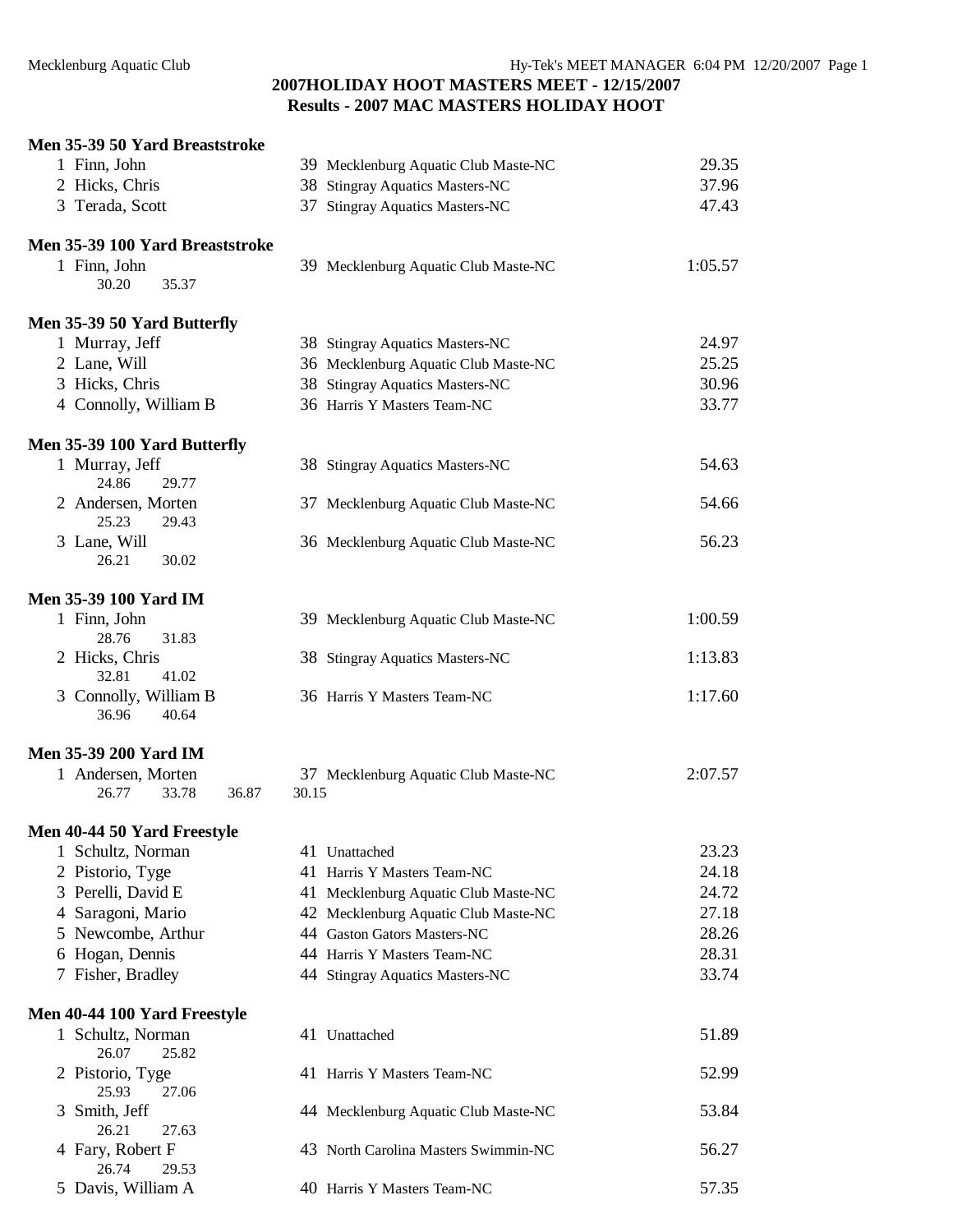**2007HOLIDAY HOOT MASTERS MEET - 12/15/2007**
**Results - 2007 MAC MASTERS HOLIDAY HOOT**

### Men 35-39 50 Yard Breaststroke

| Place | Name | Age | Team | Time |
|---|---|---|---|---|
| 1 | Finn, John | 39 | Mecklenburg Aquatic Club Maste-NC | 29.35 |
| 2 | Hicks, Chris | 38 | Stingray Aquatics Masters-NC | 37.96 |
| 3 | Terada, Scott | 37 | Stingray Aquatics Masters-NC | 47.43 |

### Men 35-39 100 Yard Breaststroke

| Place | Name | Age | Team | Time |
|---|---|---|---|---|
| 1 | Finn, John | 39 | Mecklenburg Aquatic Club Maste-NC | 1:05.57 |
| | 30.20 35.37 | | | |

### Men 35-39 50 Yard Butterfly

| Place | Name | Age | Team | Time |
|---|---|---|---|---|
| 1 | Murray, Jeff | 38 | Stingray Aquatics Masters-NC | 24.97 |
| 2 | Lane, Will | 36 | Mecklenburg Aquatic Club Maste-NC | 25.25 |
| 3 | Hicks, Chris | 38 | Stingray Aquatics Masters-NC | 30.96 |
| 4 | Connolly, William B | 36 | Harris Y Masters Team-NC | 33.77 |

### Men 35-39 100 Yard Butterfly

| Place | Name | Age | Team | Time |
|---|---|---|---|---|
| 1 | Murray, Jeff | 38 | Stingray Aquatics Masters-NC | 54.63 |
| | 24.86 29.77 | | | |
| 2 | Andersen, Morten | 37 | Mecklenburg Aquatic Club Maste-NC | 54.66 |
| | 25.23 29.43 | | | |
| 3 | Lane, Will | 36 | Mecklenburg Aquatic Club Maste-NC | 56.23 |
| | 26.21 30.02 | | | |

### Men 35-39 100 Yard IM

| Place | Name | Age | Team | Time |
|---|---|---|---|---|
| 1 | Finn, John | 39 | Mecklenburg Aquatic Club Maste-NC | 1:00.59 |
| | 28.76 31.83 | | | |
| 2 | Hicks, Chris | 38 | Stingray Aquatics Masters-NC | 1:13.83 |
| | 32.81 41.02 | | | |
| 3 | Connolly, William B | 36 | Harris Y Masters Team-NC | 1:17.60 |
| | 36.96 40.64 | | | |

### Men 35-39 200 Yard IM

| Place | Name | Age | Team | Time |
|---|---|---|---|---|
| 1 | Andersen, Morten | 37 | Mecklenburg Aquatic Club Maste-NC | 2:07.57 |
| | 26.77 33.78 36.87 30.15 | | | |

### Men 40-44 50 Yard Freestyle

| Place | Name | Age | Team | Time |
|---|---|---|---|---|
| 1 | Schultz, Norman | 41 | Unattached | 23.23 |
| 2 | Pistorio, Tyge | 41 | Harris Y Masters Team-NC | 24.18 |
| 3 | Perelli, David E | 41 | Mecklenburg Aquatic Club Maste-NC | 24.72 |
| 4 | Saragoni, Mario | 42 | Mecklenburg Aquatic Club Maste-NC | 27.18 |
| 5 | Newcombe, Arthur | 44 | Gaston Gators Masters-NC | 28.26 |
| 6 | Hogan, Dennis | 44 | Harris Y Masters Team-NC | 28.31 |
| 7 | Fisher, Bradley | 44 | Stingray Aquatics Masters-NC | 33.74 |

### Men 40-44 100 Yard Freestyle

| Place | Name | Age | Team | Time |
|---|---|---|---|---|
| 1 | Schultz, Norman | 41 | Unattached | 51.89 |
| | 26.07 25.82 | | | |
| 2 | Pistorio, Tyge | 41 | Harris Y Masters Team-NC | 52.99 |
| | 25.93 27.06 | | | |
| 3 | Smith, Jeff | 44 | Mecklenburg Aquatic Club Maste-NC | 53.84 |
| | 26.21 27.63 | | | |
| 4 | Fary, Robert F | 43 | North Carolina Masters Swimmin-NC | 56.27 |
| | 26.74 29.53 | | | |
| 5 | Davis, William A | 40 | Harris Y Masters Team-NC | 57.35 |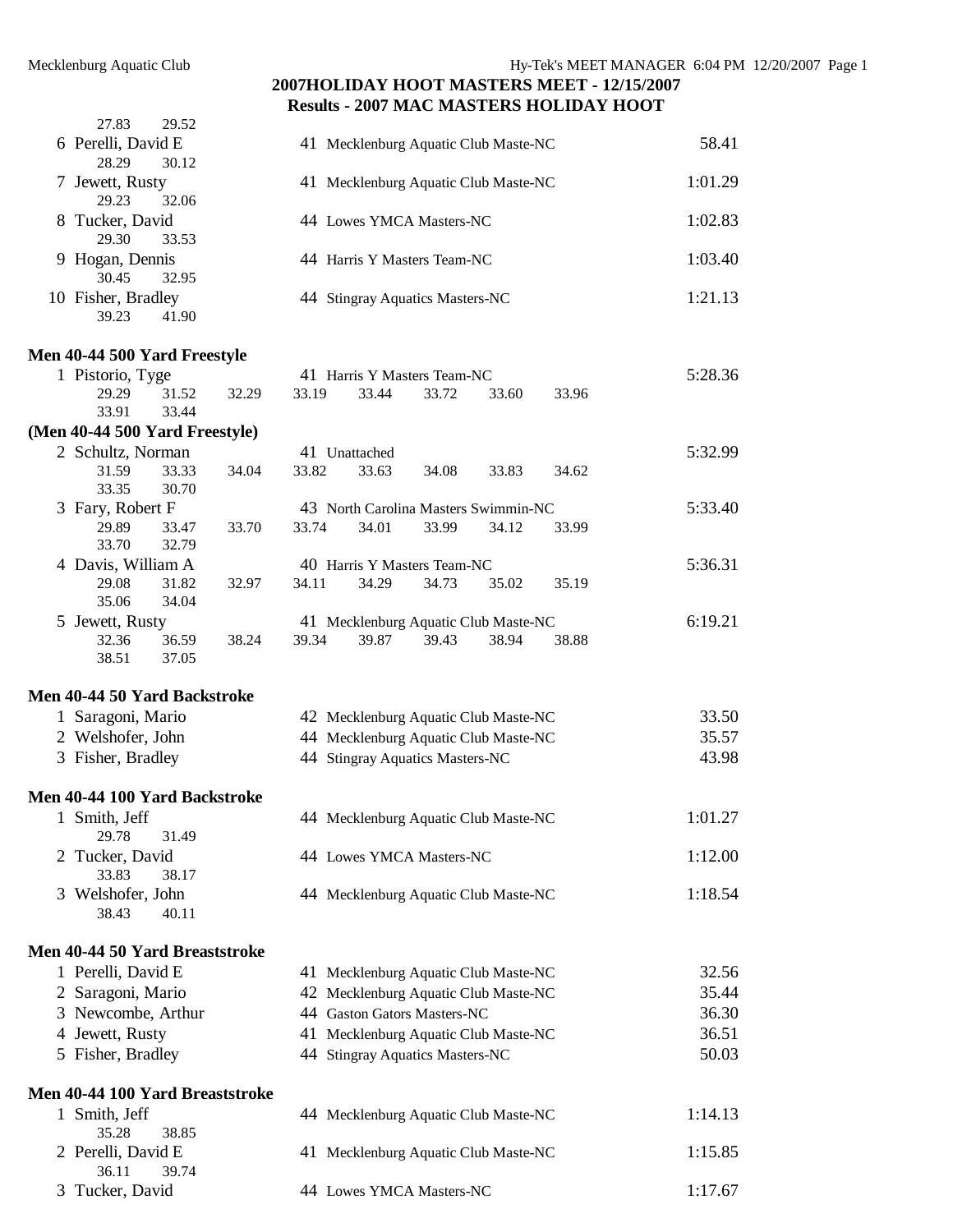## 2007HOLIDAY HOOT MASTERS MEET - 12/15/2007
### Results - 2007 MAC MASTERS HOLIDAY HOOT

```
      27.83     29.52
  6 Perelli, David E              41  Mecklenburg Aquatic Club Maste-NC             58.41
      28.29     30.12
  7 Jewett, Rusty                 41  Mecklenburg Aquatic Club Maste-NC           1:01.29
      29.23     32.06
  8 Tucker, David                 44  Lowes YMCA Masters-NC                       1:02.83
      29.30     33.53
  9 Hogan, Dennis                 44  Harris Y Masters Team-NC                    1:03.40
      30.45     32.95
 10 Fisher, Bradley               44  Stingray Aquatics Masters-NC                1:21.13
      39.23     41.90
```

**Men 40-44 500 Yard Freestyle**

```
  1 Pistorio, Tyge                41  Harris Y Masters Team-NC                    5:28.36
      29.29     31.52     32.29     33.19     33.44     33.72     33.60     33.96
      33.91     33.44
```

**(Men 40-44 500 Yard Freestyle)**

```
  2 Schultz, Norman               41  Unattached                                  5:32.99
      31.59     33.33     34.04     33.82     33.63     34.08     33.83     34.62
      33.35     30.70
  3 Fary, Robert F                43  North Carolina Masters Swimmin-NC           5:33.40
      29.89     33.47     33.70     33.74     34.01     33.99     34.12     33.99
      33.70     32.79
  4 Davis, William A              40  Harris Y Masters Team-NC                    5:36.31
      29.08     31.82     32.97     34.11     34.29     34.73     35.02     35.19
      35.06     34.04
  5 Jewett, Rusty                 41  Mecklenburg Aquatic Club Maste-NC           6:19.21
      32.36     36.59     38.24     39.34     39.87     39.43     38.94     38.88
      38.51     37.05
```

**Men 40-44 50 Yard Backstroke**

```
  1 Saragoni, Mario               42  Mecklenburg Aquatic Club Maste-NC             33.50
  2 Welshofer, John               44  Mecklenburg Aquatic Club Maste-NC             35.57
  3 Fisher, Bradley               44  Stingray Aquatics Masters-NC                  43.98
```

**Men 40-44 100 Yard Backstroke**

```
  1 Smith, Jeff                   44  Mecklenburg Aquatic Club Maste-NC           1:01.27
      29.78     31.49
  2 Tucker, David                 44  Lowes YMCA Masters-NC                       1:12.00
      33.83     38.17
  3 Welshofer, John               44  Mecklenburg Aquatic Club Maste-NC           1:18.54
      38.43     40.11
```

**Men 40-44 50 Yard Breaststroke**

```
  1 Perelli, David E              41  Mecklenburg Aquatic Club Maste-NC             32.56
  2 Saragoni, Mario               42  Mecklenburg Aquatic Club Maste-NC             35.44
  3 Newcombe, Arthur              44  Gaston Gators Masters-NC                      36.30
  4 Jewett, Rusty                 41  Mecklenburg Aquatic Club Maste-NC             36.51
  5 Fisher, Bradley               44  Stingray Aquatics Masters-NC                  50.03
```

**Men 40-44 100 Yard Breaststroke**

```
  1 Smith, Jeff                   44  Mecklenburg Aquatic Club Maste-NC           1:14.13
      35.28     38.85
  2 Perelli, David E              41  Mecklenburg Aquatic Club Maste-NC           1:15.85
      36.11     39.74
  3 Tucker, David                 44  Lowes YMCA Masters-NC                       1:17.67
```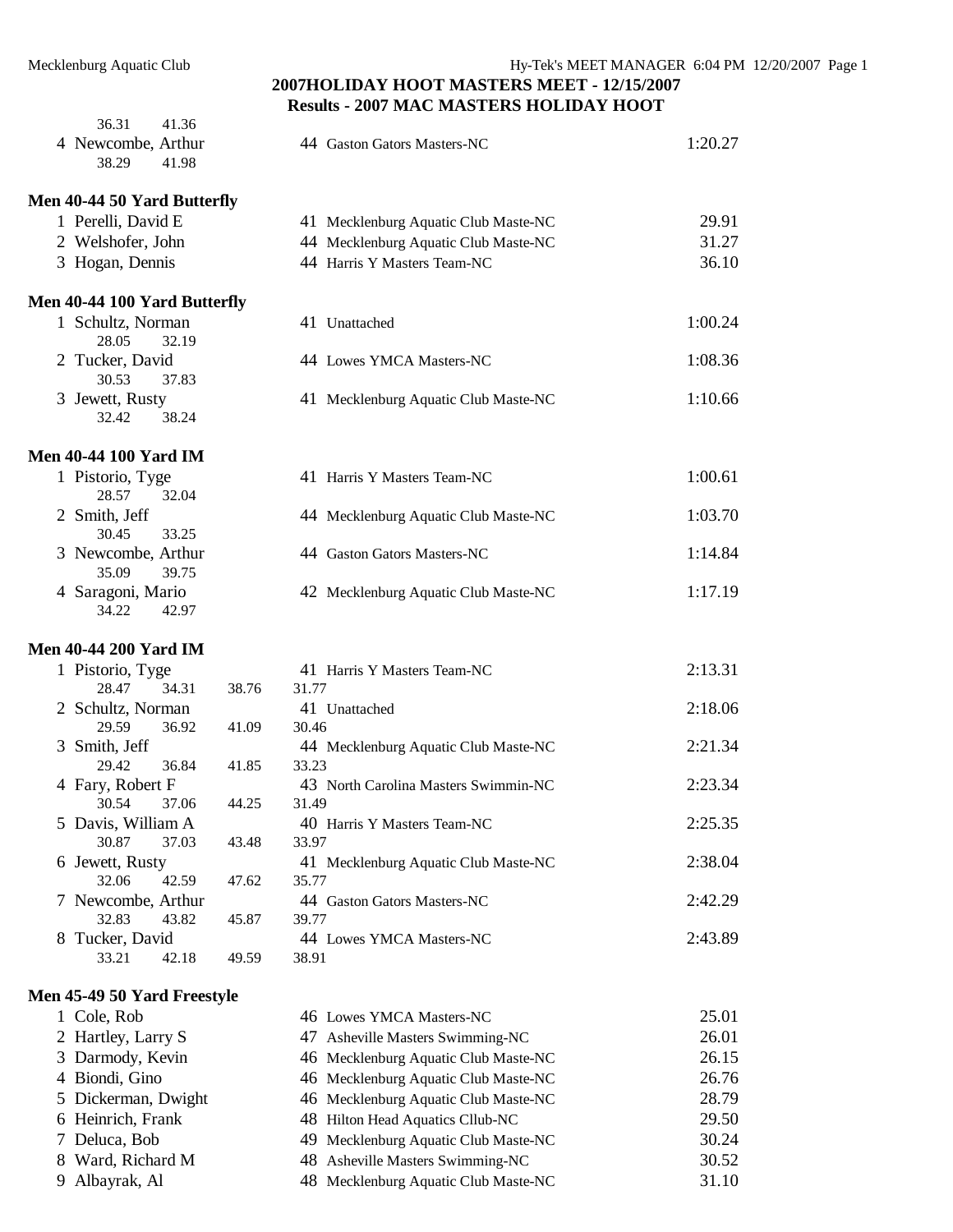## 2007HOLIDAY HOOT MASTERS MEET - 12/15/2007
## Results - 2007 MAC MASTERS HOLIDAY HOOT

36.31 41.36

| Place | Name | Age | Team | Time |
|---|---|---|---|---|
| 4 | Newcombe, Arthur | 44 | Gaston Gators Masters-NC | 1:20.27 |
| | 38.29 41.98 | | | |

### Men 40-44 50 Yard Butterfly

| Place | Name | Age | Team | Time |
|---|---|---|---|---|
| 1 | Perelli, David E | 41 | Mecklenburg Aquatic Club Maste-NC | 29.91 |
| 2 | Welshofer, John | 44 | Mecklenburg Aquatic Club Maste-NC | 31.27 |
| 3 | Hogan, Dennis | 44 | Harris Y Masters Team-NC | 36.10 |

### Men 40-44 100 Yard Butterfly

| Place | Name | Age | Team | Time |
|---|---|---|---|---|
| 1 | Schultz, Norman | 41 | Unattached | 1:00.24 |
| | 28.05 32.19 | | | |
| 2 | Tucker, David | 44 | Lowes YMCA Masters-NC | 1:08.36 |
| | 30.53 37.83 | | | |
| 3 | Jewett, Rusty | 41 | Mecklenburg Aquatic Club Maste-NC | 1:10.66 |
| | 32.42 38.24 | | | |

### Men 40-44 100 Yard IM

| Place | Name | Age | Team | Time |
|---|---|---|---|---|
| 1 | Pistorio, Tyge | 41 | Harris Y Masters Team-NC | 1:00.61 |
| | 28.57 32.04 | | | |
| 2 | Smith, Jeff | 44 | Mecklenburg Aquatic Club Maste-NC | 1:03.70 |
| | 30.45 33.25 | | | |
| 3 | Newcombe, Arthur | 44 | Gaston Gators Masters-NC | 1:14.84 |
| | 35.09 39.75 | | | |
| 4 | Saragoni, Mario | 42 | Mecklenburg Aquatic Club Maste-NC | 1:17.19 |
| | 34.22 42.97 | | | |

### Men 40-44 200 Yard IM

| Place | Name | Age | Team | Time |
|---|---|---|---|---|
| 1 | Pistorio, Tyge | 41 | Harris Y Masters Team-NC | 2:13.31 |
| | 28.47 34.31 38.76 31.77 | | | |
| 2 | Schultz, Norman | 41 | Unattached | 2:18.06 |
| | 29.59 36.92 41.09 30.46 | | | |
| 3 | Smith, Jeff | 44 | Mecklenburg Aquatic Club Maste-NC | 2:21.34 |
| | 29.42 36.84 41.85 33.23 | | | |
| 4 | Fary, Robert F | 43 | North Carolina Masters Swimmin-NC | 2:23.34 |
| | 30.54 37.06 44.25 31.49 | | | |
| 5 | Davis, William A | 40 | Harris Y Masters Team-NC | 2:25.35 |
| | 30.87 37.03 43.48 33.97 | | | |
| 6 | Jewett, Rusty | 41 | Mecklenburg Aquatic Club Maste-NC | 2:38.04 |
| | 32.06 42.59 47.62 35.77 | | | |
| 7 | Newcombe, Arthur | 44 | Gaston Gators Masters-NC | 2:42.29 |
| | 32.83 43.82 45.87 39.77 | | | |
| 8 | Tucker, David | 44 | Lowes YMCA Masters-NC | 2:43.89 |
| | 33.21 42.18 49.59 38.91 | | | |

### Men 45-49 50 Yard Freestyle

| Place | Name | Age | Team | Time |
|---|---|---|---|---|
| 1 | Cole, Rob | 46 | Lowes YMCA Masters-NC | 25.01 |
| 2 | Hartley, Larry S | 47 | Asheville Masters Swimming-NC | 26.01 |
| 3 | Darmody, Kevin | 46 | Mecklenburg Aquatic Club Maste-NC | 26.15 |
| 4 | Biondi, Gino | 46 | Mecklenburg Aquatic Club Maste-NC | 26.76 |
| 5 | Dickerman, Dwight | 46 | Mecklenburg Aquatic Club Maste-NC | 28.79 |
| 6 | Heinrich, Frank | 48 | Hilton Head Aquatics Cllub-NC | 29.50 |
| 7 | Deluca, Bob | 49 | Mecklenburg Aquatic Club Maste-NC | 30.24 |
| 8 | Ward, Richard M | 48 | Asheville Masters Swimming-NC | 30.52 |
| 9 | Albayrak, Al | 48 | Mecklenburg Aquatic Club Maste-NC | 31.10 |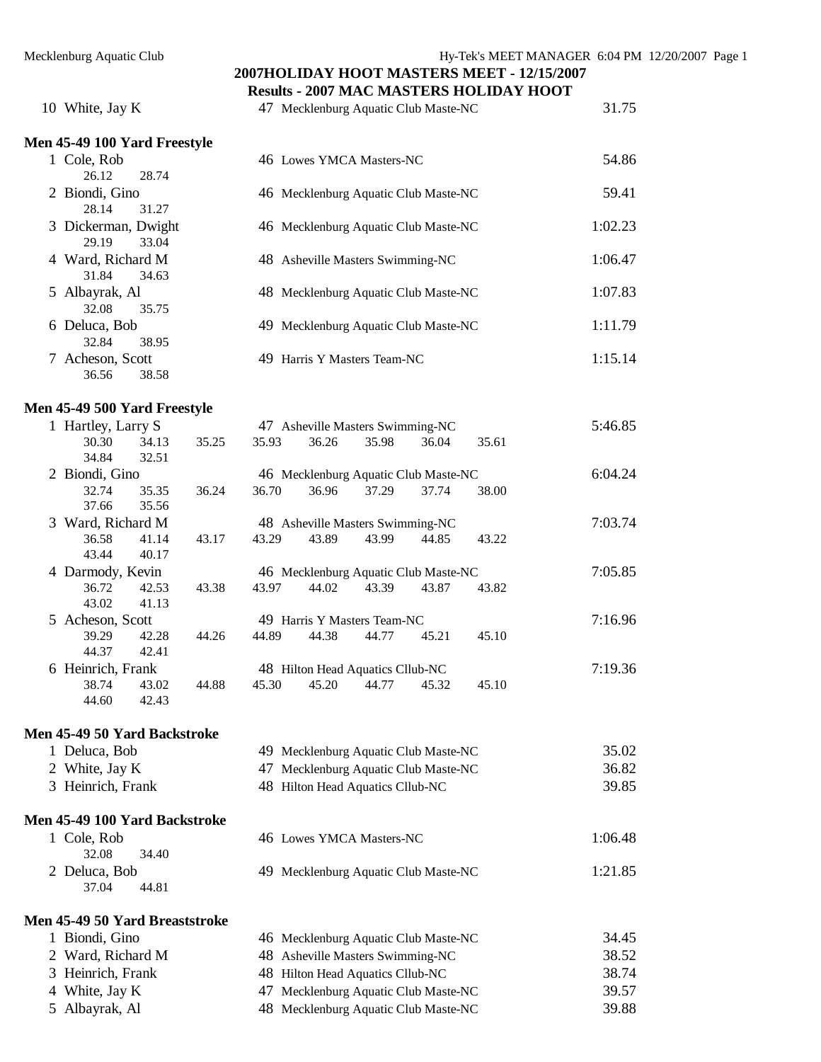## 2007HOLIDAY HOOT MASTERS MEET - 12/15/2007

### Results - 2007 MAC MASTERS HOLIDAY HOOT

| | Name | Age | Team | Time |
|---|---|---|---|---|
| 10 | White, Jay K | 47 | Mecklenburg Aquatic Club Maste-NC | 31.75 |

### Men 45-49 100 Yard Freestyle

| | Name | Age | Team | Time |
|---|---|---|---|---|
| 1 | Cole, Rob | 46 | Lowes YMCA Masters-NC | 54.86 |
| | 26.12 28.74 | | | |
| 2 | Biondi, Gino | 46 | Mecklenburg Aquatic Club Maste-NC | 59.41 |
| | 28.14 31.27 | | | |
| 3 | Dickerman, Dwight | 46 | Mecklenburg Aquatic Club Maste-NC | 1:02.23 |
| | 29.19 33.04 | | | |
| 4 | Ward, Richard M | 48 | Asheville Masters Swimming-NC | 1:06.47 |
| | 31.84 34.63 | | | |
| 5 | Albayrak, Al | 48 | Mecklenburg Aquatic Club Maste-NC | 1:07.83 |
| | 32.08 35.75 | | | |
| 6 | Deluca, Bob | 49 | Mecklenburg Aquatic Club Maste-NC | 1:11.79 |
| | 32.84 38.95 | | | |
| 7 | Acheson, Scott | 49 | Harris Y Masters Team-NC | 1:15.14 |
| | 36.56 38.58 | | | |

### Men 45-49 500 Yard Freestyle

| | Name | Age | Team | Time |
|---|---|---|---|---|
| 1 | Hartley, Larry S | 47 | Asheville Masters Swimming-NC | 5:46.85 |
| | 30.30 34.13 35.25 35.93 36.26 35.98 36.04 35.61 34.84 32.51 | | | |
| 2 | Biondi, Gino | 46 | Mecklenburg Aquatic Club Maste-NC | 6:04.24 |
| | 32.74 35.35 36.24 36.70 36.96 37.29 37.74 38.00 37.66 35.56 | | | |
| 3 | Ward, Richard M | 48 | Asheville Masters Swimming-NC | 7:03.74 |
| | 36.58 41.14 43.17 43.29 43.89 43.99 44.85 43.22 43.44 40.17 | | | |
| 4 | Darmody, Kevin | 46 | Mecklenburg Aquatic Club Maste-NC | 7:05.85 |
| | 36.72 42.53 43.38 43.97 44.02 43.39 43.87 43.82 43.02 41.13 | | | |
| 5 | Acheson, Scott | 49 | Harris Y Masters Team-NC | 7:16.96 |
| | 39.29 42.28 44.26 44.89 44.38 44.77 45.21 45.10 44.37 42.41 | | | |
| 6 | Heinrich, Frank | 48 | Hilton Head Aquatics Cllub-NC | 7:19.36 |
| | 38.74 43.02 44.88 45.30 45.20 44.77 45.32 45.10 44.60 42.43 | | | |

### Men 45-49 50 Yard Backstroke

| | Name | Age | Team | Time |
|---|---|---|---|---|
| 1 | Deluca, Bob | 49 | Mecklenburg Aquatic Club Maste-NC | 35.02 |
| 2 | White, Jay K | 47 | Mecklenburg Aquatic Club Maste-NC | 36.82 |
| 3 | Heinrich, Frank | 48 | Hilton Head Aquatics Cllub-NC | 39.85 |

### Men 45-49 100 Yard Backstroke

| | Name | Age | Team | Time |
|---|---|---|---|---|
| 1 | Cole, Rob | 46 | Lowes YMCA Masters-NC | 1:06.48 |
| | 32.08 34.40 | | | |
| 2 | Deluca, Bob | 49 | Mecklenburg Aquatic Club Maste-NC | 1:21.85 |
| | 37.04 44.81 | | | |

### Men 45-49 50 Yard Breaststroke

| | Name | Age | Team | Time |
|---|---|---|---|---|
| 1 | Biondi, Gino | 46 | Mecklenburg Aquatic Club Maste-NC | 34.45 |
| 2 | Ward, Richard M | 48 | Asheville Masters Swimming-NC | 38.52 |
| 3 | Heinrich, Frank | 48 | Hilton Head Aquatics Cllub-NC | 38.74 |
| 4 | White, Jay K | 47 | Mecklenburg Aquatic Club Maste-NC | 39.57 |
| 5 | Albayrak, Al | 48 | Mecklenburg Aquatic Club Maste-NC | 39.88 |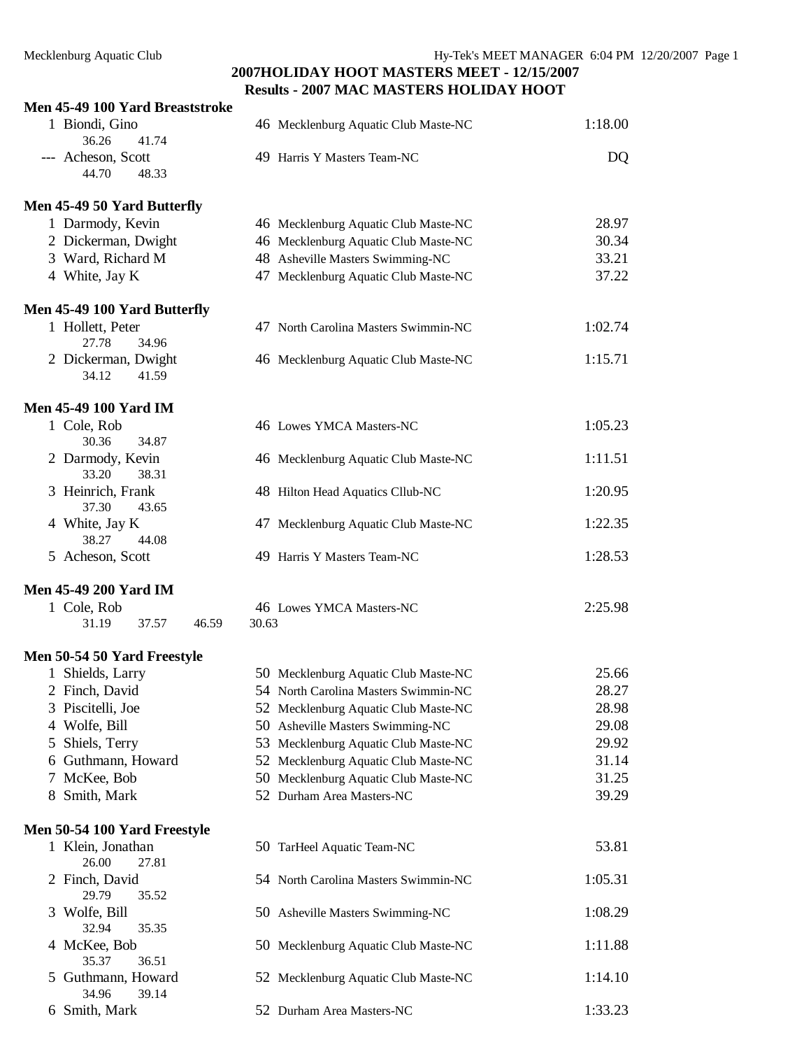## 2007HOLIDAY HOOT MASTERS MEET - 12/15/2007

## Results - 2007 MAC MASTERS HOLIDAY HOOT

### Men 45-49 100 Yard Breaststroke

| Place | Name | Age | Team | Time |
|---|---|---|---|---|
| 1 | Biondi, Gino | 46 | Mecklenburg Aquatic Club Maste-NC | 1:18.00 |
| | 36.26  41.74 | | | |
| --- | Acheson, Scott | 49 | Harris Y Masters Team-NC | DQ |
| | 44.70  48.33 | | | |

### Men 45-49 50 Yard Butterfly

| Place | Name | Age | Team | Time |
|---|---|---|---|---|
| 1 | Darmody, Kevin | 46 | Mecklenburg Aquatic Club Maste-NC | 28.97 |
| 2 | Dickerman, Dwight | 46 | Mecklenburg Aquatic Club Maste-NC | 30.34 |
| 3 | Ward, Richard M | 48 | Asheville Masters Swimming-NC | 33.21 |
| 4 | White, Jay K | 47 | Mecklenburg Aquatic Club Maste-NC | 37.22 |

### Men 45-49 100 Yard Butterfly

| Place | Name | Age | Team | Time |
|---|---|---|---|---|
| 1 | Hollett, Peter | 47 | North Carolina Masters Swimmin-NC | 1:02.74 |
| | 27.78  34.96 | | | |
| 2 | Dickerman, Dwight | 46 | Mecklenburg Aquatic Club Maste-NC | 1:15.71 |
| | 34.12  41.59 | | | |

### Men 45-49 100 Yard IM

| Place | Name | Age | Team | Time |
|---|---|---|---|---|
| 1 | Cole, Rob | 46 | Lowes YMCA Masters-NC | 1:05.23 |
| | 30.36  34.87 | | | |
| 2 | Darmody, Kevin | 46 | Mecklenburg Aquatic Club Maste-NC | 1:11.51 |
| | 33.20  38.31 | | | |
| 3 | Heinrich, Frank | 48 | Hilton Head Aquatics Cllub-NC | 1:20.95 |
| | 37.30  43.65 | | | |
| 4 | White, Jay K | 47 | Mecklenburg Aquatic Club Maste-NC | 1:22.35 |
| | 38.27  44.08 | | | |
| 5 | Acheson, Scott | 49 | Harris Y Masters Team-NC | 1:28.53 |

### Men 45-49 200 Yard IM

| Place | Name | Age | Team | Time |
|---|---|---|---|---|
| 1 | Cole, Rob | 46 | Lowes YMCA Masters-NC | 2:25.98 |
| | 31.19  37.57  46.59  30.63 | | | |

### Men 50-54 50 Yard Freestyle

| Place | Name | Age | Team | Time |
|---|---|---|---|---|
| 1 | Shields, Larry | 50 | Mecklenburg Aquatic Club Maste-NC | 25.66 |
| 2 | Finch, David | 54 | North Carolina Masters Swimmin-NC | 28.27 |
| 3 | Piscitelli, Joe | 52 | Mecklenburg Aquatic Club Maste-NC | 28.98 |
| 4 | Wolfe, Bill | 50 | Asheville Masters Swimming-NC | 29.08 |
| 5 | Shiels, Terry | 53 | Mecklenburg Aquatic Club Maste-NC | 29.92 |
| 6 | Guthmann, Howard | 52 | Mecklenburg Aquatic Club Maste-NC | 31.14 |
| 7 | McKee, Bob | 50 | Mecklenburg Aquatic Club Maste-NC | 31.25 |
| 8 | Smith, Mark | 52 | Durham Area Masters-NC | 39.29 |

### Men 50-54 100 Yard Freestyle

| Place | Name | Age | Team | Time |
|---|---|---|---|---|
| 1 | Klein, Jonathan | 50 | TarHeel Aquatic Team-NC | 53.81 |
| | 26.00  27.81 | | | |
| 2 | Finch, David | 54 | North Carolina Masters Swimmin-NC | 1:05.31 |
| | 29.79  35.52 | | | |
| 3 | Wolfe, Bill | 50 | Asheville Masters Swimming-NC | 1:08.29 |
| | 32.94  35.35 | | | |
| 4 | McKee, Bob | 50 | Mecklenburg Aquatic Club Maste-NC | 1:11.88 |
| | 35.37  36.51 | | | |
| 5 | Guthmann, Howard | 52 | Mecklenburg Aquatic Club Maste-NC | 1:14.10 |
| | 34.96  39.14 | | | |
| 6 | Smith, Mark | 52 | Durham Area Masters-NC | 1:33.23 |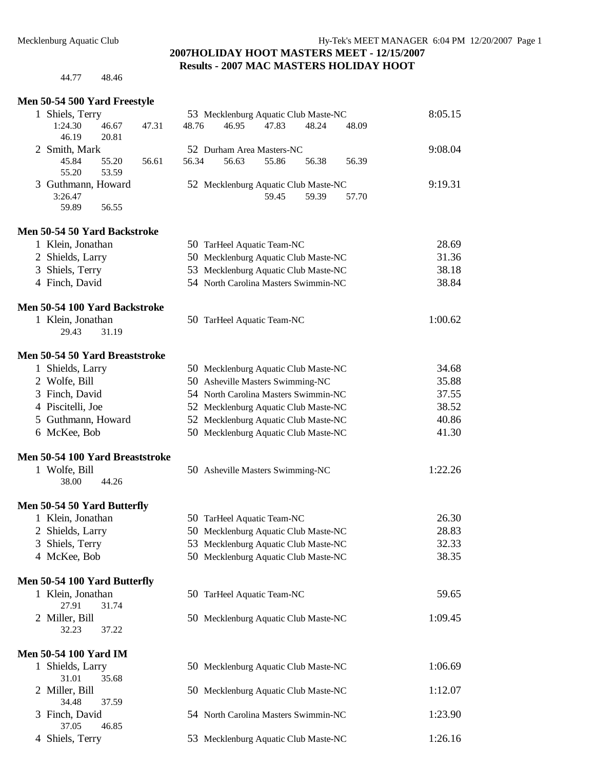**2007HOLIDAY HOOT MASTERS MEET - 12/15/2007**
**Results - 2007 MAC MASTERS HOLIDAY HOOT**

44.77 48.46

### Men 50-54 500 Yard Freestyle

1 Shiels, Terry 53 Mecklenburg Aquatic Club Maste-NC 8:05.15
1:24.30 46.67 47.31 48.76 46.95 47.83 48.24 48.09
46.19 20.81

2 Smith, Mark 52 Durham Area Masters-NC 9:08.04
45.84 55.20 56.61 56.34 56.63 55.86 56.38 56.39
55.20 53.59

3 Guthmann, Howard 52 Mecklenburg Aquatic Club Maste-NC 9:19.31
3:26.47 59.45 59.39 57.70
59.89 56.55

### Men 50-54 50 Yard Backstroke

| Place | Name | Age | Team | Time |
|---|---|---|---|---|
| 1 | Klein, Jonathan | 50 | TarHeel Aquatic Team-NC | 28.69 |
| 2 | Shields, Larry | 50 | Mecklenburg Aquatic Club Maste-NC | 31.36 |
| 3 | Shiels, Terry | 53 | Mecklenburg Aquatic Club Maste-NC | 38.18 |
| 4 | Finch, David | 54 | North Carolina Masters Swimmin-NC | 38.84 |

### Men 50-54 100 Yard Backstroke

1 Klein, Jonathan 50 TarHeel Aquatic Team-NC 1:00.62
29.43 31.19

### Men 50-54 50 Yard Breaststroke

| Place | Name | Age | Team | Time |
|---|---|---|---|---|
| 1 | Shields, Larry | 50 | Mecklenburg Aquatic Club Maste-NC | 34.68 |
| 2 | Wolfe, Bill | 50 | Asheville Masters Swimming-NC | 35.88 |
| 3 | Finch, David | 54 | North Carolina Masters Swimmin-NC | 37.55 |
| 4 | Piscitelli, Joe | 52 | Mecklenburg Aquatic Club Maste-NC | 38.52 |
| 5 | Guthmann, Howard | 52 | Mecklenburg Aquatic Club Maste-NC | 40.86 |
| 6 | McKee, Bob | 50 | Mecklenburg Aquatic Club Maste-NC | 41.30 |

### Men 50-54 100 Yard Breaststroke

1 Wolfe, Bill 50 Asheville Masters Swimming-NC 1:22.26
38.00 44.26

### Men 50-54 50 Yard Butterfly

| Place | Name | Age | Team | Time |
|---|---|---|---|---|
| 1 | Klein, Jonathan | 50 | TarHeel Aquatic Team-NC | 26.30 |
| 2 | Shields, Larry | 50 | Mecklenburg Aquatic Club Maste-NC | 28.83 |
| 3 | Shiels, Terry | 53 | Mecklenburg Aquatic Club Maste-NC | 32.33 |
| 4 | McKee, Bob | 50 | Mecklenburg Aquatic Club Maste-NC | 38.35 |

### Men 50-54 100 Yard Butterfly

1 Klein, Jonathan 50 TarHeel Aquatic Team-NC 59.65
27.91 31.74

2 Miller, Bill 50 Mecklenburg Aquatic Club Maste-NC 1:09.45
32.23 37.22

### Men 50-54 100 Yard IM

1 Shields, Larry 50 Mecklenburg Aquatic Club Maste-NC 1:06.69
31.01 35.68

2 Miller, Bill 50 Mecklenburg Aquatic Club Maste-NC 1:12.07
34.48 37.59

3 Finch, David 54 North Carolina Masters Swimmin-NC 1:23.90
37.05 46.85

4 Shiels, Terry 53 Mecklenburg Aquatic Club Maste-NC 1:26.16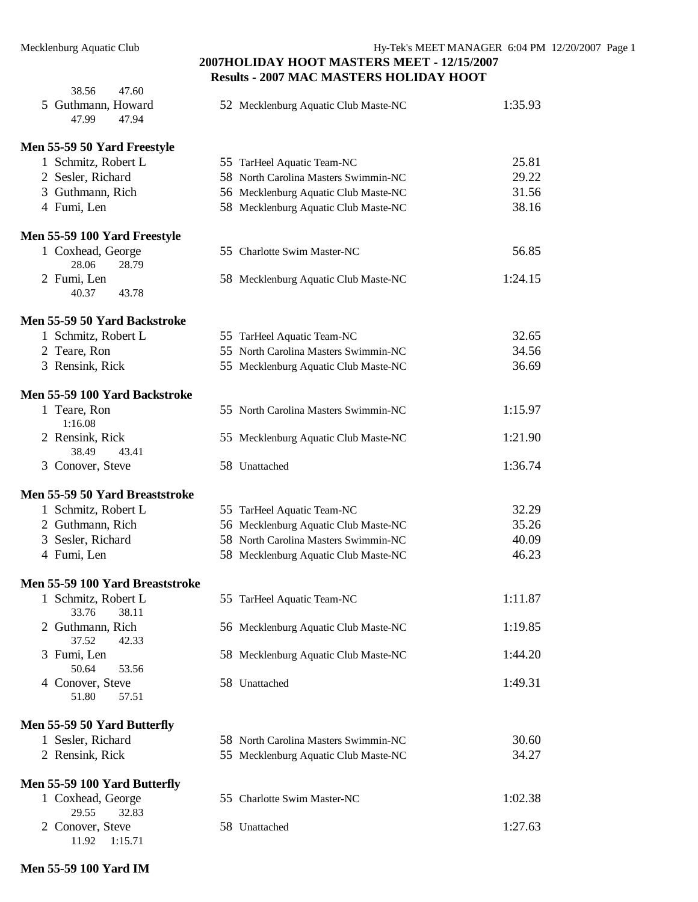38.56 47.60

5 Guthmann, Howard 52 Mecklenburg Aquatic Club Maste-NC 1:35.93
47.99 47.94

**Men 55-59 50 Yard Freestyle**

| Place | Name | Age | Team | Time |
|---|---|---|---|---|
| 1 | Schmitz, Robert L | 55 | TarHeel Aquatic Team-NC | 25.81 |
| 2 | Sesler, Richard | 58 | North Carolina Masters Swimmin-NC | 29.22 |
| 3 | Guthmann, Rich | 56 | Mecklenburg Aquatic Club Maste-NC | 31.56 |
| 4 | Fumi, Len | 58 | Mecklenburg Aquatic Club Maste-NC | 38.16 |

**Men 55-59 100 Yard Freestyle**

| Place | Name | Age | Team | Time |
|---|---|---|---|---|
| 1 | Coxhead, George | 55 | Charlotte Swim Master-NC | 56.85 |
| | 28.06 28.79 | | | |
| 2 | Fumi, Len | 58 | Mecklenburg Aquatic Club Maste-NC | 1:24.15 |
| | 40.37 43.78 | | | |

**Men 55-59 50 Yard Backstroke**

| Place | Name | Age | Team | Time |
|---|---|---|---|---|
| 1 | Schmitz, Robert L | 55 | TarHeel Aquatic Team-NC | 32.65 |
| 2 | Teare, Ron | 55 | North Carolina Masters Swimmin-NC | 34.56 |
| 3 | Rensink, Rick | 55 | Mecklenburg Aquatic Club Maste-NC | 36.69 |

**Men 55-59 100 Yard Backstroke**

| Place | Name | Age | Team | Time |
|---|---|---|---|---|
| 1 | Teare, Ron | 55 | North Carolina Masters Swimmin-NC | 1:15.97 |
| | 1:16.08 | | | |
| 2 | Rensink, Rick | 55 | Mecklenburg Aquatic Club Maste-NC | 1:21.90 |
| | 38.49 43.41 | | | |
| 3 | Conover, Steve | 58 | Unattached | 1:36.74 |

**Men 55-59 50 Yard Breaststroke**

| Place | Name | Age | Team | Time |
|---|---|---|---|---|
| 1 | Schmitz, Robert L | 55 | TarHeel Aquatic Team-NC | 32.29 |
| 2 | Guthmann, Rich | 56 | Mecklenburg Aquatic Club Maste-NC | 35.26 |
| 3 | Sesler, Richard | 58 | North Carolina Masters Swimmin-NC | 40.09 |
| 4 | Fumi, Len | 58 | Mecklenburg Aquatic Club Maste-NC | 46.23 |

**Men 55-59 100 Yard Breaststroke**

| Place | Name | Age | Team | Time |
|---|---|---|---|---|
| 1 | Schmitz, Robert L | 55 | TarHeel Aquatic Team-NC | 1:11.87 |
| | 33.76 38.11 | | | |
| 2 | Guthmann, Rich | 56 | Mecklenburg Aquatic Club Maste-NC | 1:19.85 |
| | 37.52 42.33 | | | |
| 3 | Fumi, Len | 58 | Mecklenburg Aquatic Club Maste-NC | 1:44.20 |
| | 50.64 53.56 | | | |
| 4 | Conover, Steve | 58 | Unattached | 1:49.31 |
| | 51.80 57.51 | | | |

**Men 55-59 50 Yard Butterfly**

| Place | Name | Age | Team | Time |
|---|---|---|---|---|
| 1 | Sesler, Richard | 58 | North Carolina Masters Swimmin-NC | 30.60 |
| 2 | Rensink, Rick | 55 | Mecklenburg Aquatic Club Maste-NC | 34.27 |

**Men 55-59 100 Yard Butterfly**

| Place | Name | Age | Team | Time |
|---|---|---|---|---|
| 1 | Coxhead, George | 55 | Charlotte Swim Master-NC | 1:02.38 |
| | 29.55 32.83 | | | |
| 2 | Conover, Steve | 58 | Unattached | 1:27.63 |
| | 11.92 1:15.71 | | | |

**Men 55-59 100 Yard IM**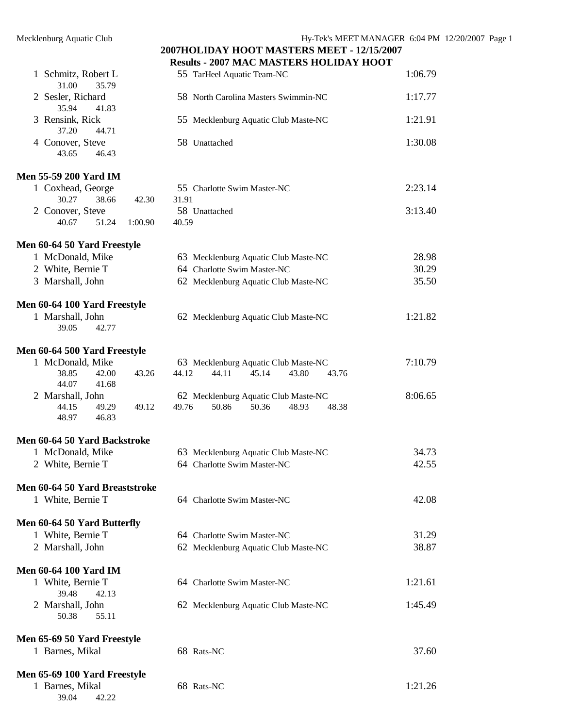## 2007HOLIDAY HOOT MASTERS MEET - 12/15/2007

### Results - 2007 MAC MASTERS HOLIDAY HOOT

1 Schmitz, Robert L — 55 TarHeel Aquatic Team-NC — 1:06.79
31.00 35.79

2 Sesler, Richard — 58 North Carolina Masters Swimmin-NC — 1:17.77
35.94 41.83

3 Rensink, Rick — 55 Mecklenburg Aquatic Club Maste-NC — 1:21.91
37.20 44.71

4 Conover, Steve — 58 Unattached — 1:30.08
43.65 46.43

**Men 55-59 200 Yard IM**

1 Coxhead, George — 55 Charlotte Swim Master-NC — 2:23.14
30.27 38.66 42.30 31.91

2 Conover, Steve — 58 Unattached — 3:13.40
40.67 51.24 1:00.90 40.59

**Men 60-64 50 Yard Freestyle**

1 McDonald, Mike — 63 Mecklenburg Aquatic Club Maste-NC — 28.98

2 White, Bernie T — 64 Charlotte Swim Master-NC — 30.29

3 Marshall, John — 62 Mecklenburg Aquatic Club Maste-NC — 35.50

**Men 60-64 100 Yard Freestyle**

1 Marshall, John — 62 Mecklenburg Aquatic Club Maste-NC — 1:21.82
39.05 42.77

**Men 60-64 500 Yard Freestyle**

1 McDonald, Mike — 63 Mecklenburg Aquatic Club Maste-NC — 7:10.79
38.85 42.00 43.26 44.12 44.11 45.14 43.80 43.76
44.07 41.68

2 Marshall, John — 62 Mecklenburg Aquatic Club Maste-NC — 8:06.65
44.15 49.29 49.12 49.76 50.86 50.36 48.93 48.38
48.97 46.83

**Men 60-64 50 Yard Backstroke**

1 McDonald, Mike — 63 Mecklenburg Aquatic Club Maste-NC — 34.73

2 White, Bernie T — 64 Charlotte Swim Master-NC — 42.55

**Men 60-64 50 Yard Breaststroke**

1 White, Bernie T — 64 Charlotte Swim Master-NC — 42.08

**Men 60-64 50 Yard Butterfly**

1 White, Bernie T — 64 Charlotte Swim Master-NC — 31.29

2 Marshall, John — 62 Mecklenburg Aquatic Club Maste-NC — 38.87

**Men 60-64 100 Yard IM**

1 White, Bernie T — 64 Charlotte Swim Master-NC — 1:21.61
39.48 42.13

2 Marshall, John — 62 Mecklenburg Aquatic Club Maste-NC — 1:45.49
50.38 55.11

**Men 65-69 50 Yard Freestyle**

1 Barnes, Mikal — 68 Rats-NC — 37.60

**Men 65-69 100 Yard Freestyle**

1 Barnes, Mikal — 68 Rats-NC — 1:21.26
39.04 42.22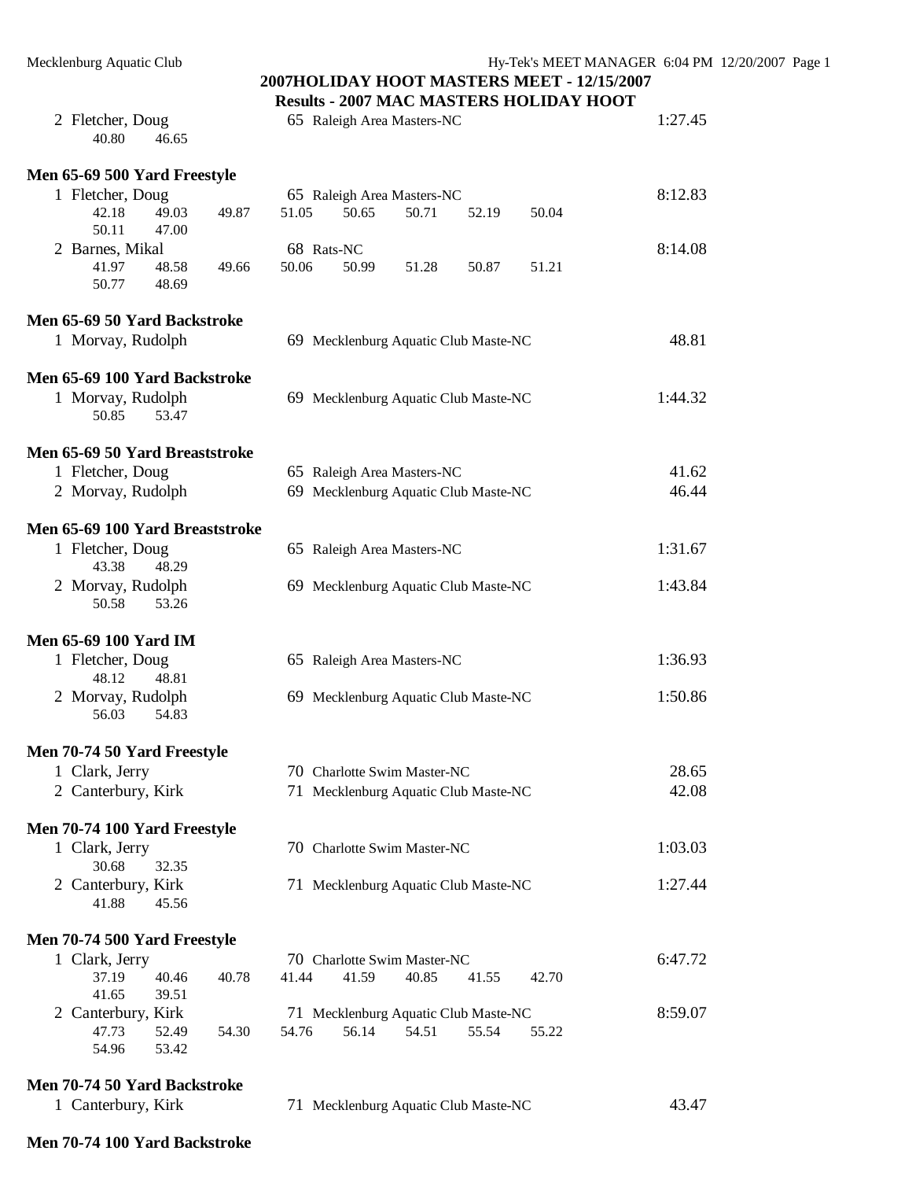## 2007HOLIDAY HOOT MASTERS MEET - 12/15/2007

### Results - 2007 MAC MASTERS HOLIDAY HOOT

2 Fletcher, Doug — 65 Raleigh Area Masters-NC — 1:27.45
40.80 46.65

**Men 65-69 500 Yard Freestyle**

1 Fletcher, Doug — 65 Raleigh Area Masters-NC — 8:12.83
42.18 49.03 49.87 51.05 50.65 50.71 52.19 50.04
50.11 47.00

2 Barnes, Mikal — 68 Rats-NC — 8:14.08
41.97 48.58 49.66 50.06 50.99 51.28 50.87 51.21
50.77 48.69

**Men 65-69 50 Yard Backstroke**

1 Morvay, Rudolph — 69 Mecklenburg Aquatic Club Maste-NC — 48.81

**Men 65-69 100 Yard Backstroke**

1 Morvay, Rudolph — 69 Mecklenburg Aquatic Club Maste-NC — 1:44.32
50.85 53.47

**Men 65-69 50 Yard Breaststroke**

1 Fletcher, Doug — 65 Raleigh Area Masters-NC — 41.62
2 Morvay, Rudolph — 69 Mecklenburg Aquatic Club Maste-NC — 46.44

**Men 65-69 100 Yard Breaststroke**

1 Fletcher, Doug — 65 Raleigh Area Masters-NC — 1:31.67
43.38 48.29

2 Morvay, Rudolph — 69 Mecklenburg Aquatic Club Maste-NC — 1:43.84
50.58 53.26

**Men 65-69 100 Yard IM**

1 Fletcher, Doug — 65 Raleigh Area Masters-NC — 1:36.93
48.12 48.81

2 Morvay, Rudolph — 69 Mecklenburg Aquatic Club Maste-NC — 1:50.86
56.03 54.83

**Men 70-74 50 Yard Freestyle**

1 Clark, Jerry — 70 Charlotte Swim Master-NC — 28.65
2 Canterbury, Kirk — 71 Mecklenburg Aquatic Club Maste-NC — 42.08

**Men 70-74 100 Yard Freestyle**

1 Clark, Jerry — 70 Charlotte Swim Master-NC — 1:03.03
30.68 32.35

2 Canterbury, Kirk — 71 Mecklenburg Aquatic Club Maste-NC — 1:27.44
41.88 45.56

**Men 70-74 500 Yard Freestyle**

1 Clark, Jerry — 70 Charlotte Swim Master-NC — 6:47.72
37.19 40.46 40.78 41.44 41.59 40.85 41.55 42.70
41.65 39.51

2 Canterbury, Kirk — 71 Mecklenburg Aquatic Club Maste-NC — 8:59.07
47.73 52.49 54.30 54.76 56.14 54.51 55.54 55.22
54.96 53.42

**Men 70-74 50 Yard Backstroke**

1 Canterbury, Kirk — 71 Mecklenburg Aquatic Club Maste-NC — 43.47

**Men 70-74 100 Yard Backstroke**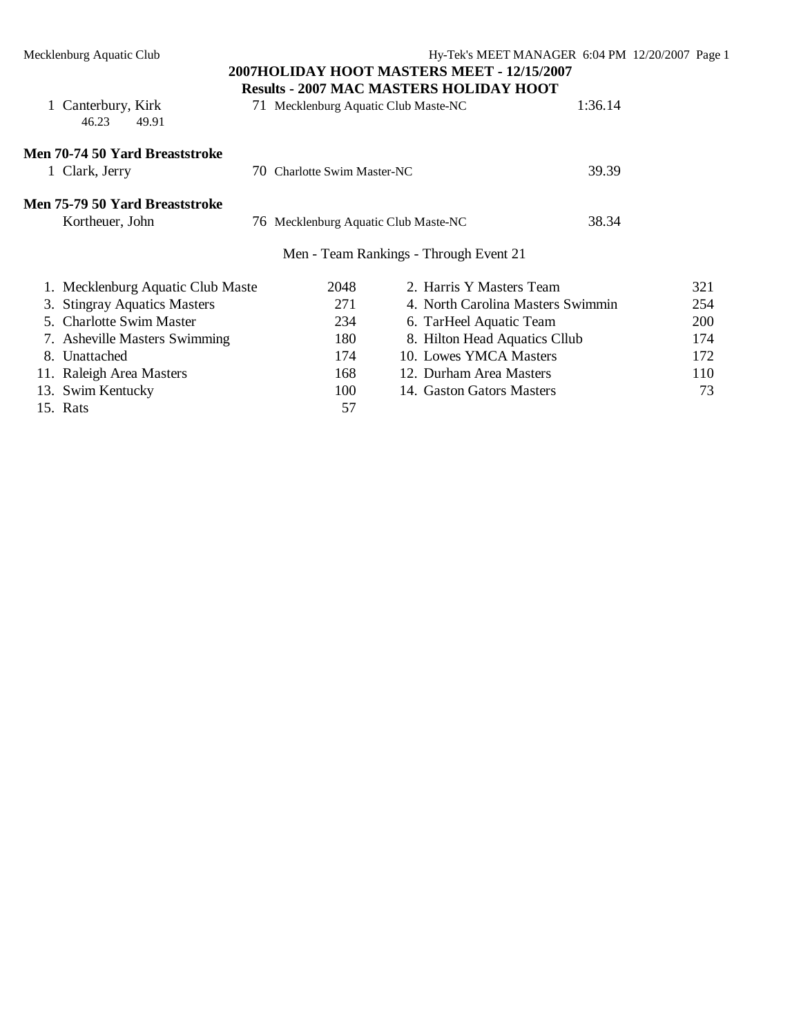## 2007HOLIDAY HOOT MASTERS MEET - 12/15/2007

### Results - 2007 MAC MASTERS HOLIDAY HOOT

| | | | | |
|---|---|---|---|---|
| 1 | Canterbury, Kirk | 71 | Mecklenburg Aquatic Club Maste-NC | 1:36.14 |
| | 46.23 49.91 | | | |

### Men 70-74 50 Yard Breaststroke

| | | | | |
|---|---|---|---|---|
| 1 | Clark, Jerry | 70 | Charlotte Swim Master-NC | 39.39 |

### Men 75-79 50 Yard Breaststroke

| | | | | |
|---|---|---|---|---|
| | Kortheuer, John | 76 | Mecklenburg Aquatic Club Maste-NC | 38.34 |

### Men - Team Rankings - Through Event 21

| | | | | | |
|---|---|---|---|---|---|
| 1. | Mecklenburg Aquatic Club Maste | 2048 | 2. | Harris Y Masters Team | 321 |
| 3. | Stingray Aquatics Masters | 271 | 4. | North Carolina Masters Swimmin | 254 |
| 5. | Charlotte Swim Master | 234 | 6. | TarHeel Aquatic Team | 200 |
| 7. | Asheville Masters Swimming | 180 | 8. | Hilton Head Aquatics Cllub | 174 |
| 8. | Unattached | 174 | 10. | Lowes YMCA Masters | 172 |
| 11. | Raleigh Area Masters | 168 | 12. | Durham Area Masters | 110 |
| 13. | Swim Kentucky | 100 | 14. | Gaston Gators Masters | 73 |
| 15. | Rats | 57 | | | |